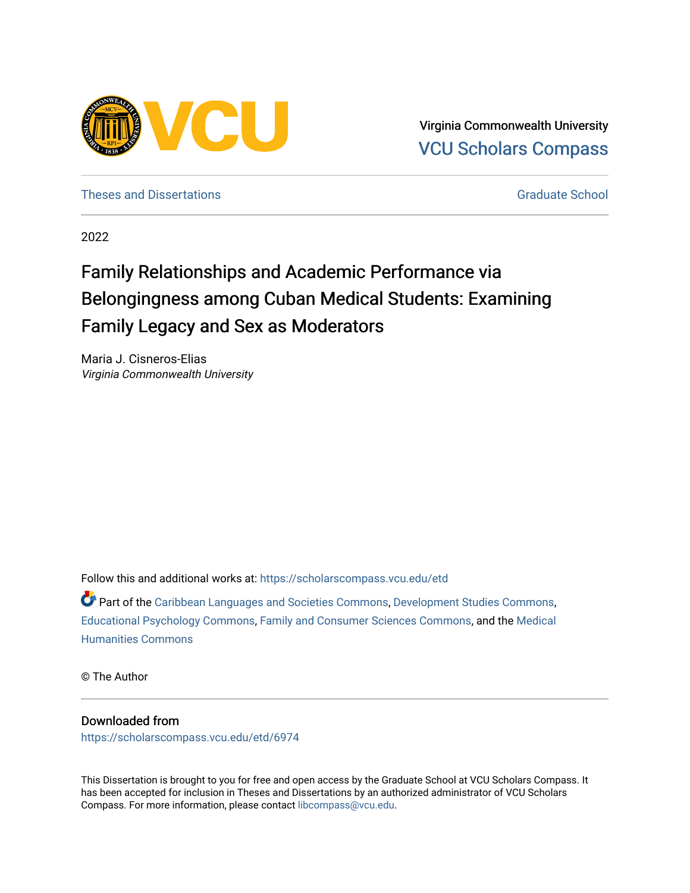Virginia Commonwealth University
VCU Scholars Compass

Theses and Dissertations | Graduate School

2022

# Family Relationships and Academic Performance via Belongingness among Cuban Medical Students: Examining Family Legacy and Sex as Moderators

Maria J. Cisneros-Elias
*Virginia Commonwealth University*

Follow this and additional works at: https://scholarscompass.vcu.edu/etd

Part of the Caribbean Languages and Societies Commons, Development Studies Commons, Educational Psychology Commons, Family and Consumer Sciences Commons, and the Medical Humanities Commons

© The Author

## Downloaded from

https://scholarscompass.vcu.edu/etd/6974

This Dissertation is brought to you for free and open access by the Graduate School at VCU Scholars Compass. It has been accepted for inclusion in Theses and Dissertations by an authorized administrator of VCU Scholars Compass. For more information, please contact libcompass@vcu.edu.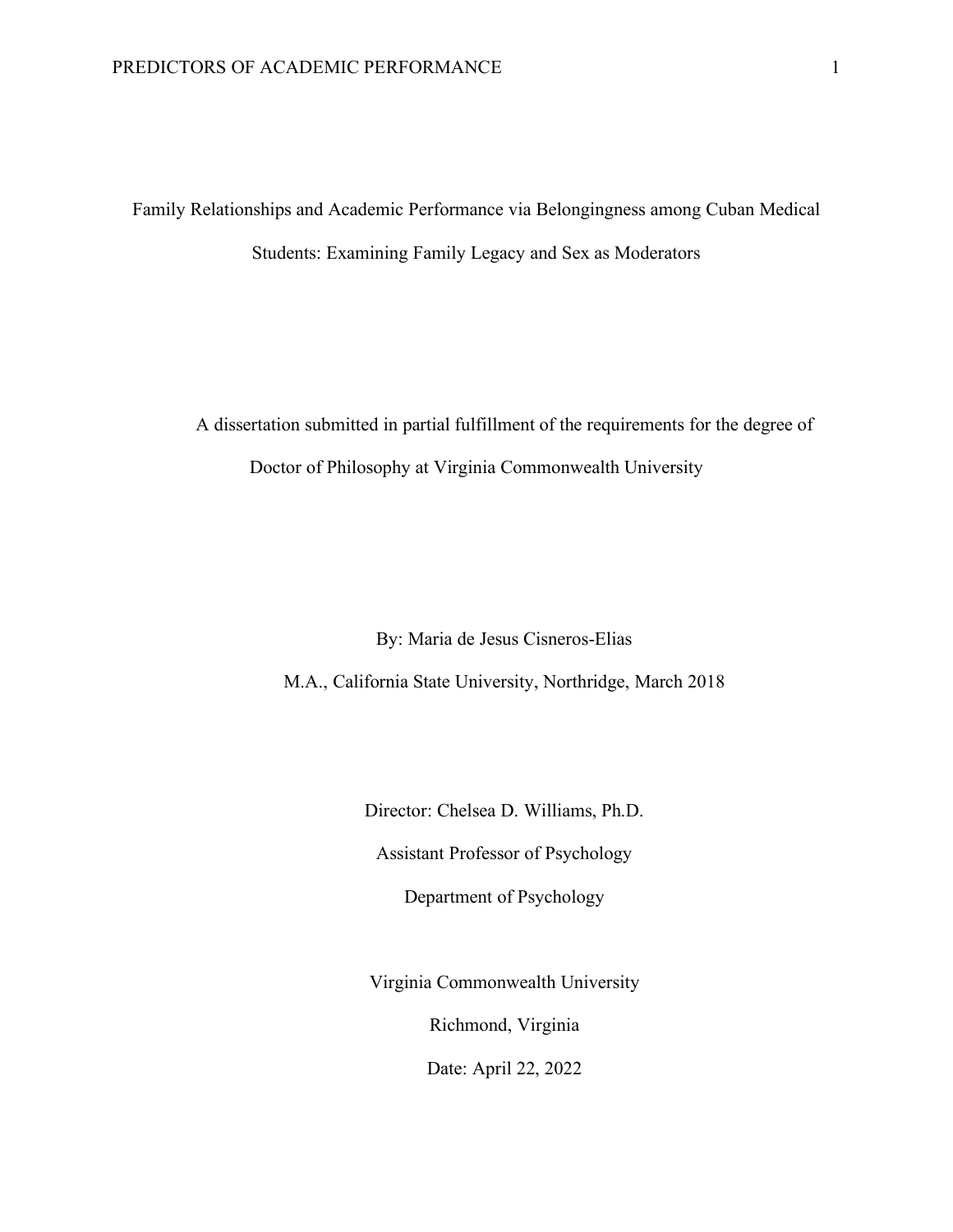# Family Relationships and Academic Performance via Belongingness among Cuban Medical Students: Examining Family Legacy and Sex as Moderators

A dissertation submitted in partial fulfillment of the requirements for the degree of Doctor of Philosophy at Virginia Commonwealth University

By: Maria de Jesus Cisneros-Elias

M.A., California State University, Northridge, March 2018

Director: Chelsea D. Williams, Ph.D.

Assistant Professor of Psychology

Department of Psychology

Virginia Commonwealth University

Richmond, Virginia

Date: April 22, 2022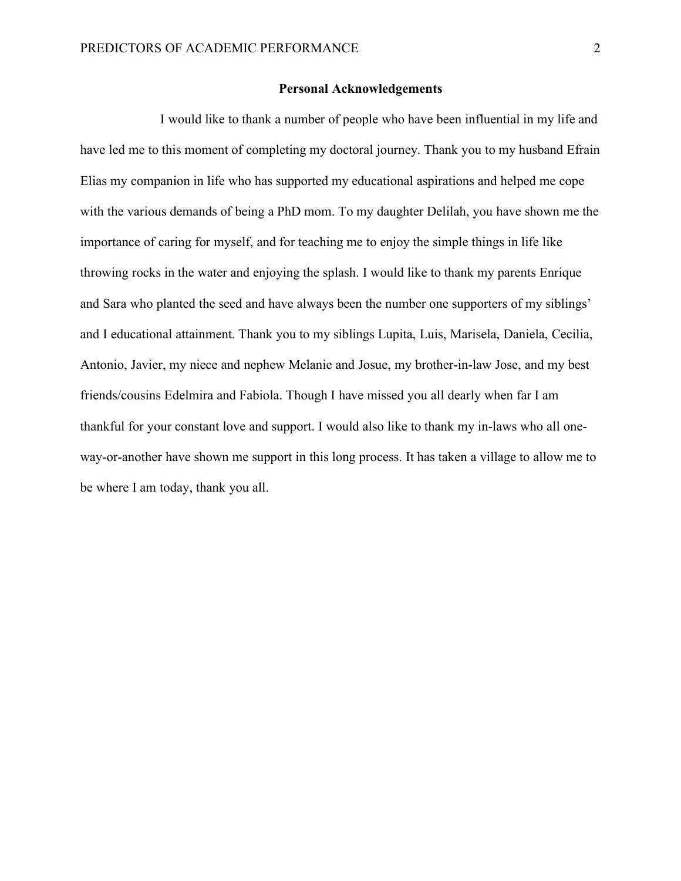## Personal Acknowledgements

I would like to thank a number of people who have been influential in my life and have led me to this moment of completing my doctoral journey. Thank you to my husband Efrain Elias my companion in life who has supported my educational aspirations and helped me cope with the various demands of being a PhD mom. To my daughter Delilah, you have shown me the importance of caring for myself, and for teaching me to enjoy the simple things in life like throwing rocks in the water and enjoying the splash. I would like to thank my parents Enrique and Sara who planted the seed and have always been the number one supporters of my siblings' and I educational attainment. Thank you to my siblings Lupita, Luis, Marisela, Daniela, Cecilia, Antonio, Javier, my niece and nephew Melanie and Josue, my brother-in-law Jose, and my best friends/cousins Edelmira and Fabiola. Though I have missed you all dearly when far I am thankful for your constant love and support. I would also like to thank my in-laws who all one-way-or-another have shown me support in this long process. It has taken a village to allow me to be where I am today, thank you all.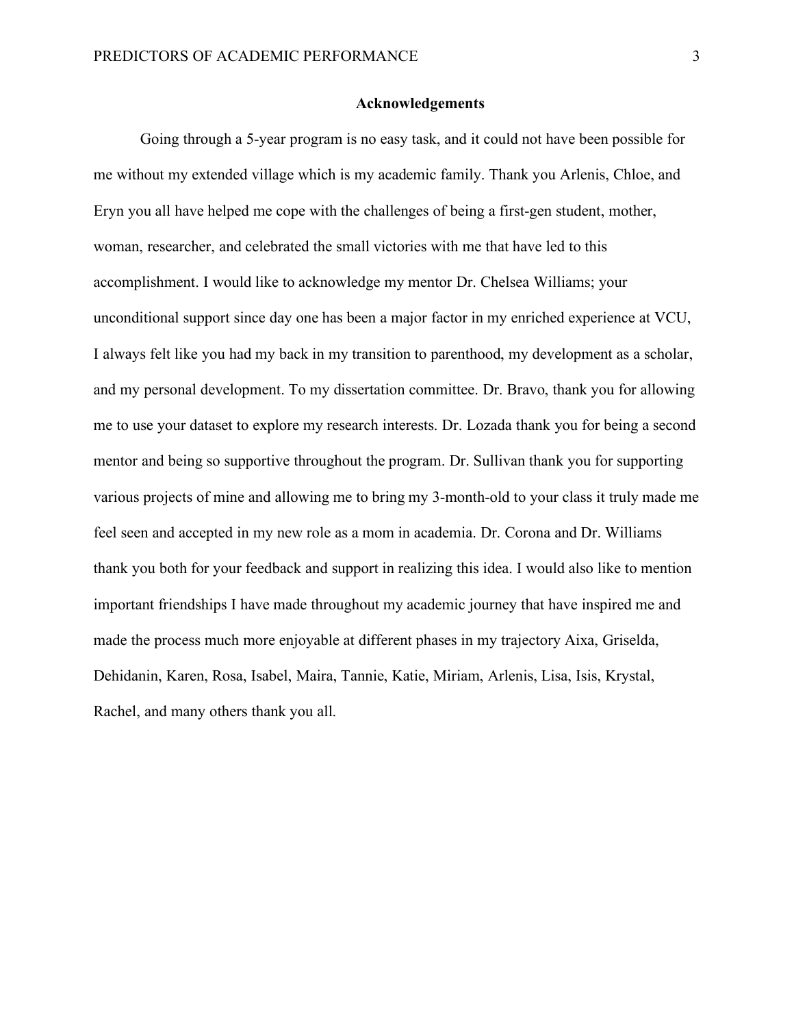## Acknowledgements

Going through a 5-year program is no easy task, and it could not have been possible for me without my extended village which is my academic family. Thank you Arlenis, Chloe, and Eryn you all have helped me cope with the challenges of being a first-gen student, mother, woman, researcher, and celebrated the small victories with me that have led to this accomplishment. I would like to acknowledge my mentor Dr. Chelsea Williams; your unconditional support since day one has been a major factor in my enriched experience at VCU, I always felt like you had my back in my transition to parenthood, my development as a scholar, and my personal development. To my dissertation committee. Dr. Bravo, thank you for allowing me to use your dataset to explore my research interests. Dr. Lozada thank you for being a second mentor and being so supportive throughout the program. Dr. Sullivan thank you for supporting various projects of mine and allowing me to bring my 3-month-old to your class it truly made me feel seen and accepted in my new role as a mom in academia. Dr. Corona and Dr. Williams thank you both for your feedback and support in realizing this idea. I would also like to mention important friendships I have made throughout my academic journey that have inspired me and made the process much more enjoyable at different phases in my trajectory Aixa, Griselda, Dehidanin, Karen, Rosa, Isabel, Maira, Tannie, Katie, Miriam, Arlenis, Lisa, Isis, Krystal, Rachel, and many others thank you all.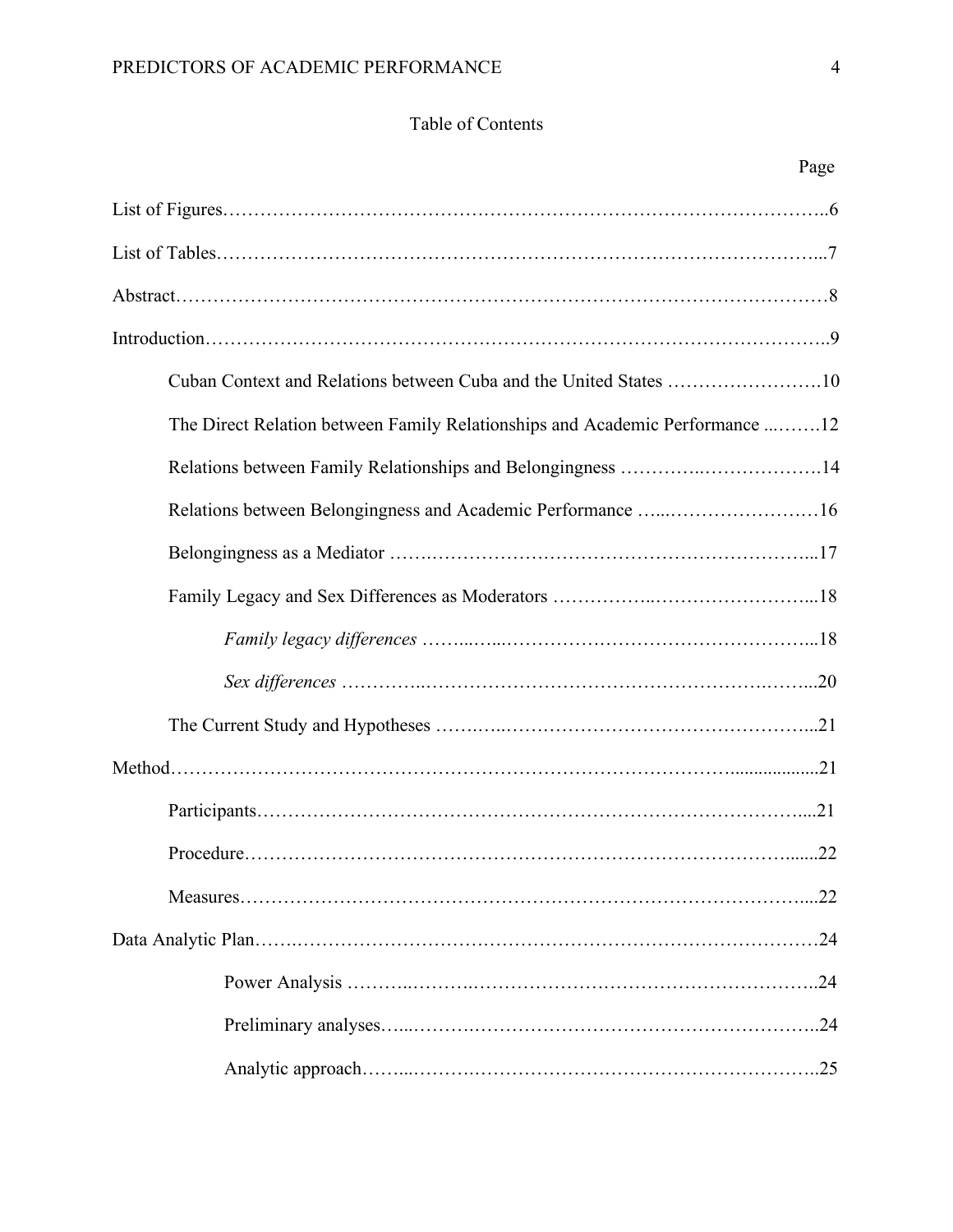# Table of Contents

Page

List of Figures……………………………………………………………………………..6

List of Tables……………………………………………………………………………...7

Abstract……………………………………………………………………………………8

Introduction………………………………………………………………………………..9

Cuban Context and Relations between Cuba and the United States …………………….10

The Direct Relation between Family Relationships and Academic Performance ...…….12

Relations between Family Relationships and Belongingness ………….……………….14

Relations between Belongingness and Academic Performance …...……………………16

Belongingness as a Mediator …….…………………………………………………...17

Family Legacy and Sex Differences as Moderators ……………..……………………...18

*Family legacy differences* ……...…..…………………………………………...18

*Sex differences* …………..…………………………………………….……...20

The Current Study and Hypotheses ……..…..…………………………………………...21

Method…………………………………………………………………………..................21

Participants………………………………………………………………………….....21

Procedure……………………………………………………………………………........22

Measures……………………………………………………………………………...22

Data Analytic Plan…….…………………………………………………………………24

Power Analysis ……….……….………………………………………………..24

Preliminary analyses…...……….………………………………………………..24

Analytic approach……..……….………………………………………………..25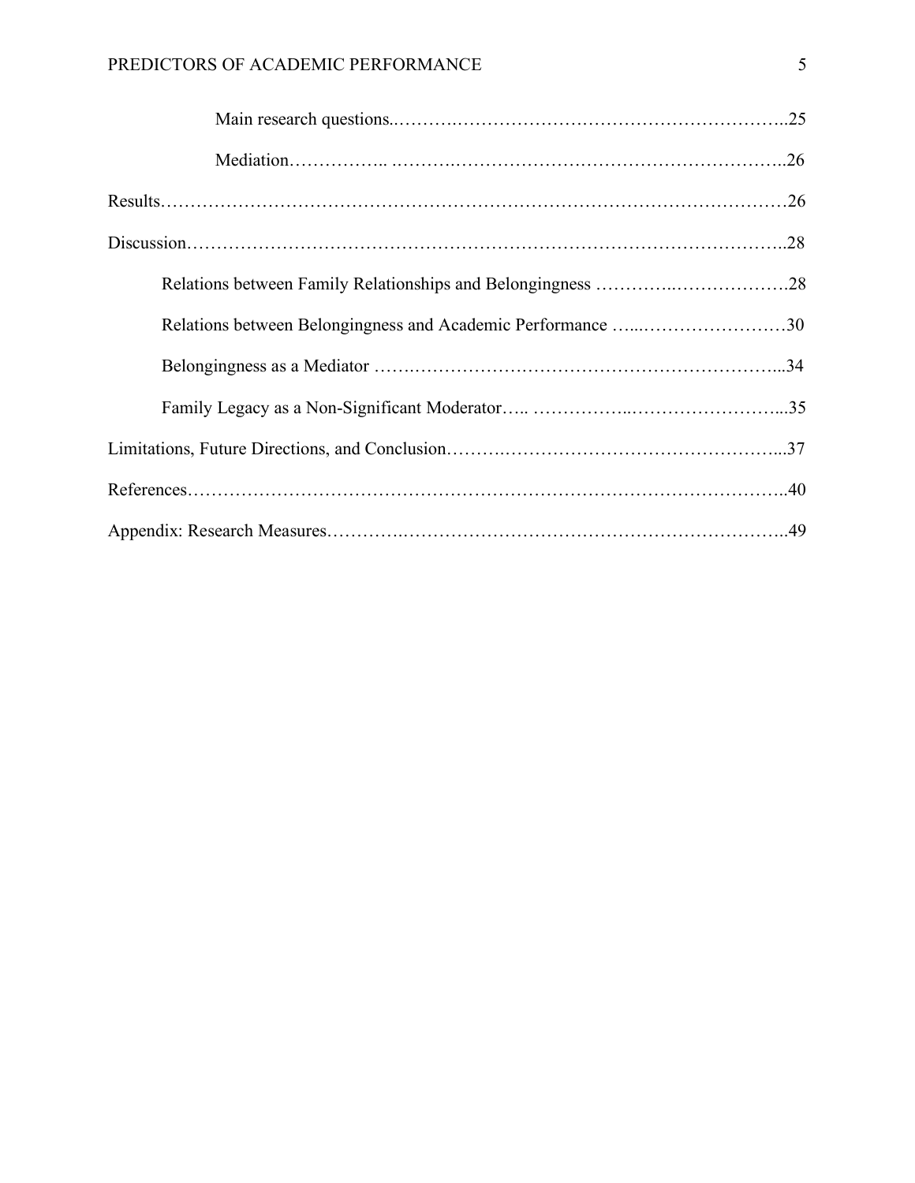Main research questions……………………………………………………………..25

Mediation……………………………………………………………………………..26

Results……………………………………………………………………………………26

Discussion…………………………………………………………………………………28

Relations between Family Relationships and Belongingness ………………………….28

Relations between Belongingness and Academic Performance ……………………….30

Belongingness as a Mediator ……………………………………………………………...34

Family Legacy as a Non-Significant Moderator….. ……………………………………...35

Limitations, Future Directions, and Conclusion……………………………………………...37

References…………………………………………………………………………………..40

Appendix: Research Measures……………………………………………………………..49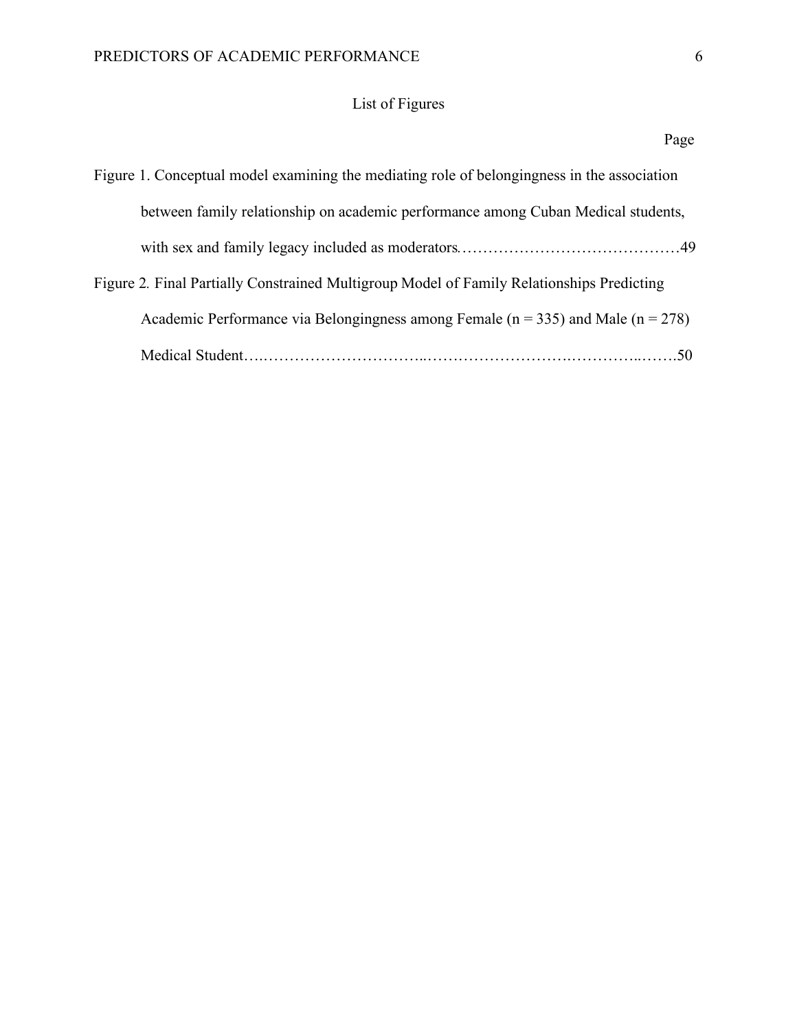## List of Figures

Page

Figure 1. Conceptual model examining the mediating role of belongingness in the association between family relationship on academic performance among Cuban Medical students, with sex and family legacy included as moderators……………………………………49

Figure 2. Final Partially Constrained Multigroup Model of Family Relationships Predicting Academic Performance via Belongingness among Female (n = 335) and Male (n = 278) Medical Student….…………………………..………………………….…………..…….50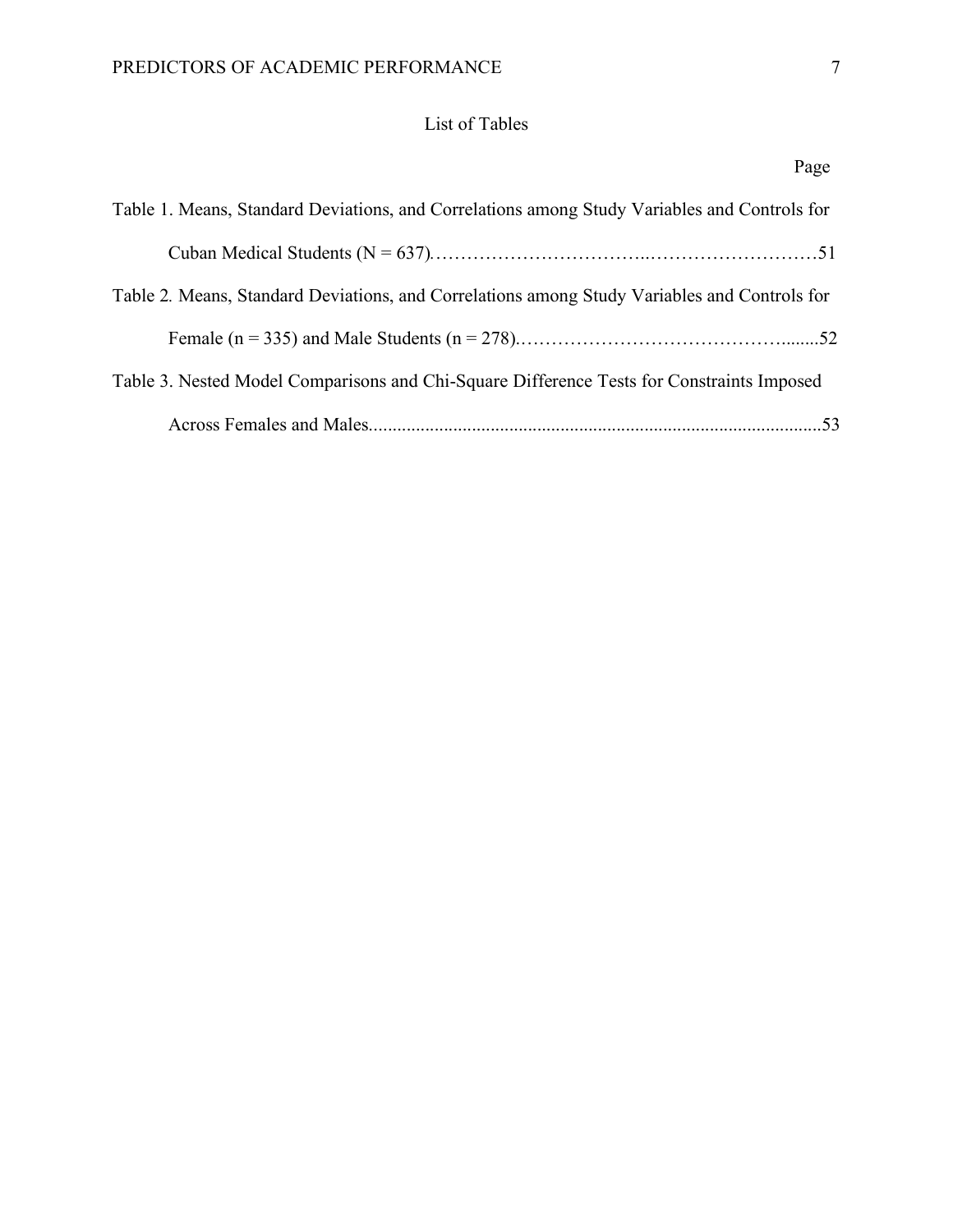# List of Tables

Page

Table 1. Means, Standard Deviations, and Correlations among Study Variables and Controls for Cuban Medical Students (N = 637)……………………………..………………………51

Table 2. Means, Standard Deviations, and Correlations among Study Variables and Controls for Female (n = 335) and Male Students (n = 278).……………………………………........52

Table 3. Nested Model Comparisons and Chi-Square Difference Tests for Constraints Imposed Across Females and Males.................................................................................................53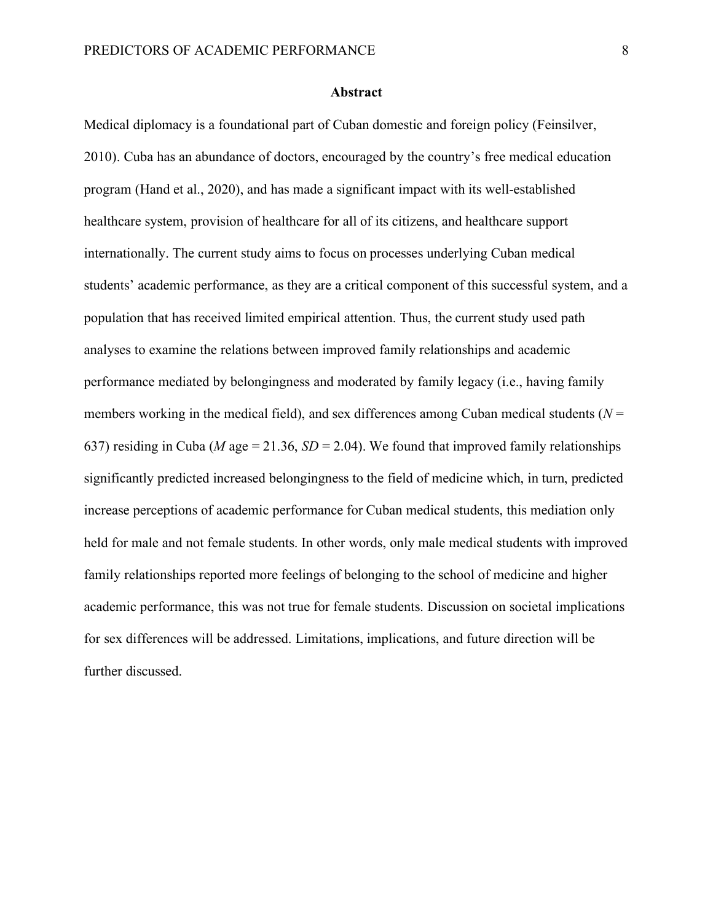## Abstract

Medical diplomacy is a foundational part of Cuban domestic and foreign policy (Feinsilver, 2010). Cuba has an abundance of doctors, encouraged by the country's free medical education program (Hand et al., 2020), and has made a significant impact with its well-established healthcare system, provision of healthcare for all of its citizens, and healthcare support internationally. The current study aims to focus on processes underlying Cuban medical students' academic performance, as they are a critical component of this successful system, and a population that has received limited empirical attention. Thus, the current study used path analyses to examine the relations between improved family relationships and academic performance mediated by belongingness and moderated by family legacy (i.e., having family members working in the medical field), and sex differences among Cuban medical students ($N$ = 637) residing in Cuba ($M$ age = 21.36, $SD$ = 2.04). We found that improved family relationships significantly predicted increased belongingness to the field of medicine which, in turn, predicted increase perceptions of academic performance for Cuban medical students, this mediation only held for male and not female students. In other words, only male medical students with improved family relationships reported more feelings of belonging to the school of medicine and higher academic performance, this was not true for female students. Discussion on societal implications for sex differences will be addressed. Limitations, implications, and future direction will be further discussed.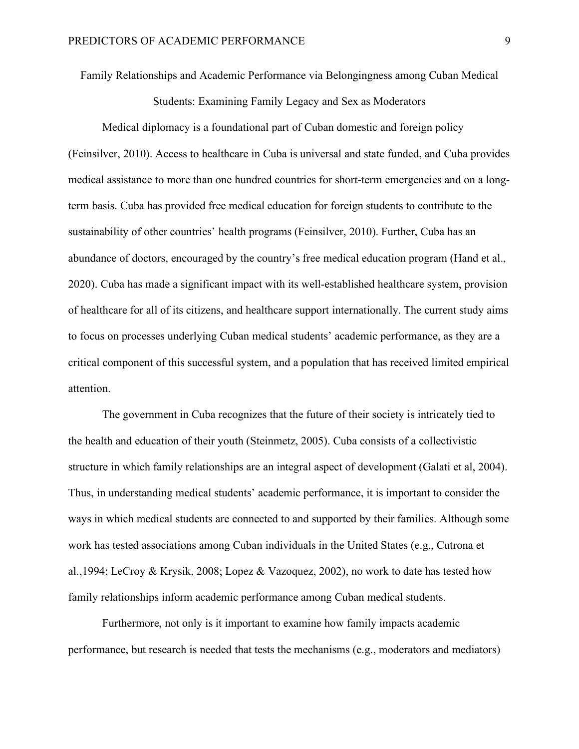## Family Relationships and Academic Performance via Belongingness among Cuban Medical Students: Examining Family Legacy and Sex as Moderators

Medical diplomacy is a foundational part of Cuban domestic and foreign policy (Feinsilver, 2010). Access to healthcare in Cuba is universal and state funded, and Cuba provides medical assistance to more than one hundred countries for short-term emergencies and on a long-term basis. Cuba has provided free medical education for foreign students to contribute to the sustainability of other countries' health programs (Feinsilver, 2010). Further, Cuba has an abundance of doctors, encouraged by the country's free medical education program (Hand et al., 2020). Cuba has made a significant impact with its well-established healthcare system, provision of healthcare for all of its citizens, and healthcare support internationally. The current study aims to focus on processes underlying Cuban medical students' academic performance, as they are a critical component of this successful system, and a population that has received limited empirical attention.

The government in Cuba recognizes that the future of their society is intricately tied to the health and education of their youth (Steinmetz, 2005). Cuba consists of a collectivistic structure in which family relationships are an integral aspect of development (Galati et al, 2004). Thus, in understanding medical students' academic performance, it is important to consider the ways in which medical students are connected to and supported by their families. Although some work has tested associations among Cuban individuals in the United States (e.g., Cutrona et al.,1994; LeCroy & Krysik, 2008; Lopez & Vazoquez, 2002), no work to date has tested how family relationships inform academic performance among Cuban medical students.

Furthermore, not only is it important to examine how family impacts academic performance, but research is needed that tests the mechanisms (e.g., moderators and mediators)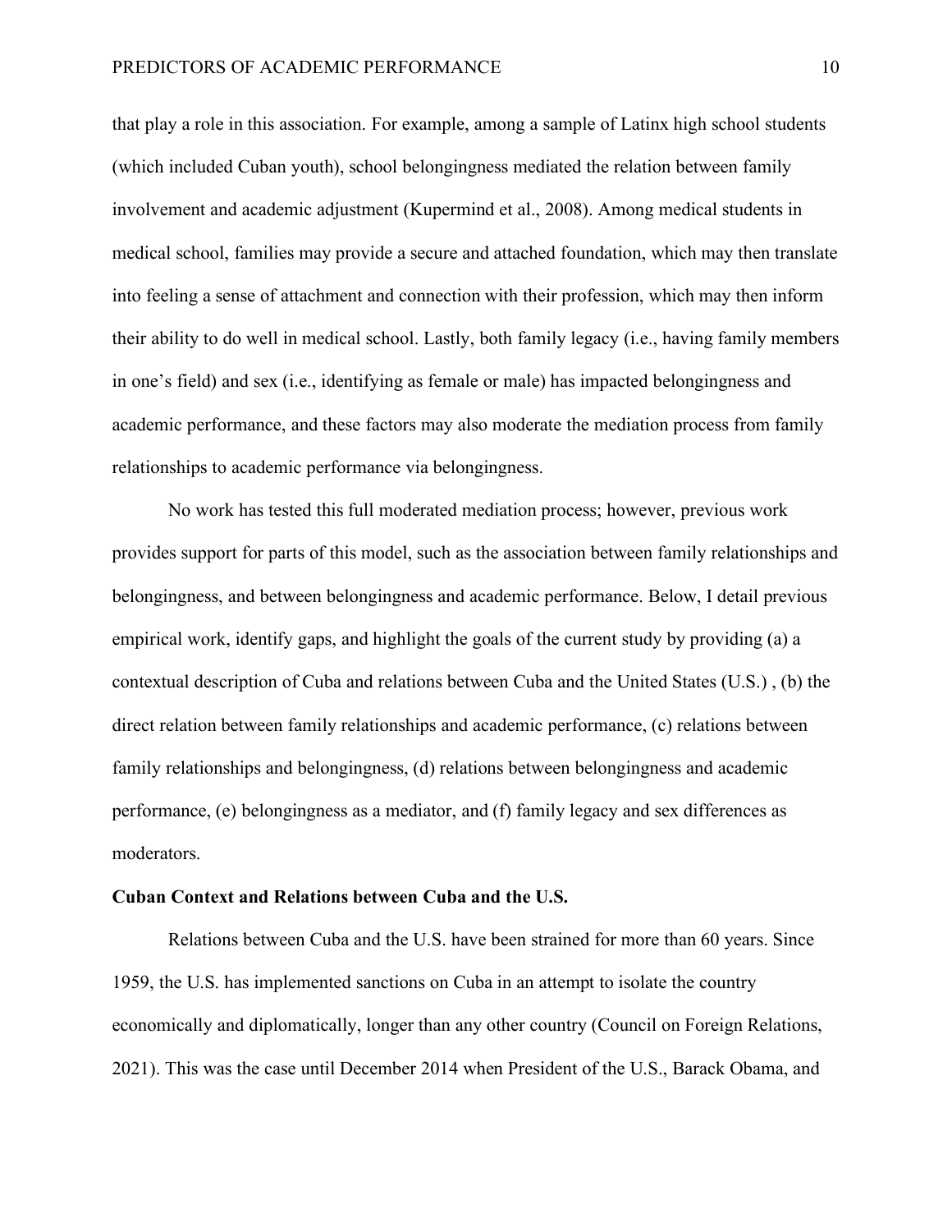that play a role in this association. For example, among a sample of Latinx high school students (which included Cuban youth), school belongingness mediated the relation between family involvement and academic adjustment (Kupermind et al., 2008). Among medical students in medical school, families may provide a secure and attached foundation, which may then translate into feeling a sense of attachment and connection with their profession, which may then inform their ability to do well in medical school. Lastly, both family legacy (i.e., having family members in one's field) and sex (i.e., identifying as female or male) has impacted belongingness and academic performance, and these factors may also moderate the mediation process from family relationships to academic performance via belongingness.

No work has tested this full moderated mediation process; however, previous work provides support for parts of this model, such as the association between family relationships and belongingness, and between belongingness and academic performance. Below, I detail previous empirical work, identify gaps, and highlight the goals of the current study by providing (a) a contextual description of Cuba and relations between Cuba and the United States (U.S.) , (b) the direct relation between family relationships and academic performance, (c) relations between family relationships and belongingness, (d) relations between belongingness and academic performance, (e) belongingness as a mediator, and (f) family legacy and sex differences as moderators.

**Cuban Context and Relations between Cuba and the U.S.**

Relations between Cuba and the U.S. have been strained for more than 60 years. Since 1959, the U.S. has implemented sanctions on Cuba in an attempt to isolate the country economically and diplomatically, longer than any other country (Council on Foreign Relations, 2021). This was the case until December 2014 when President of the U.S., Barack Obama, and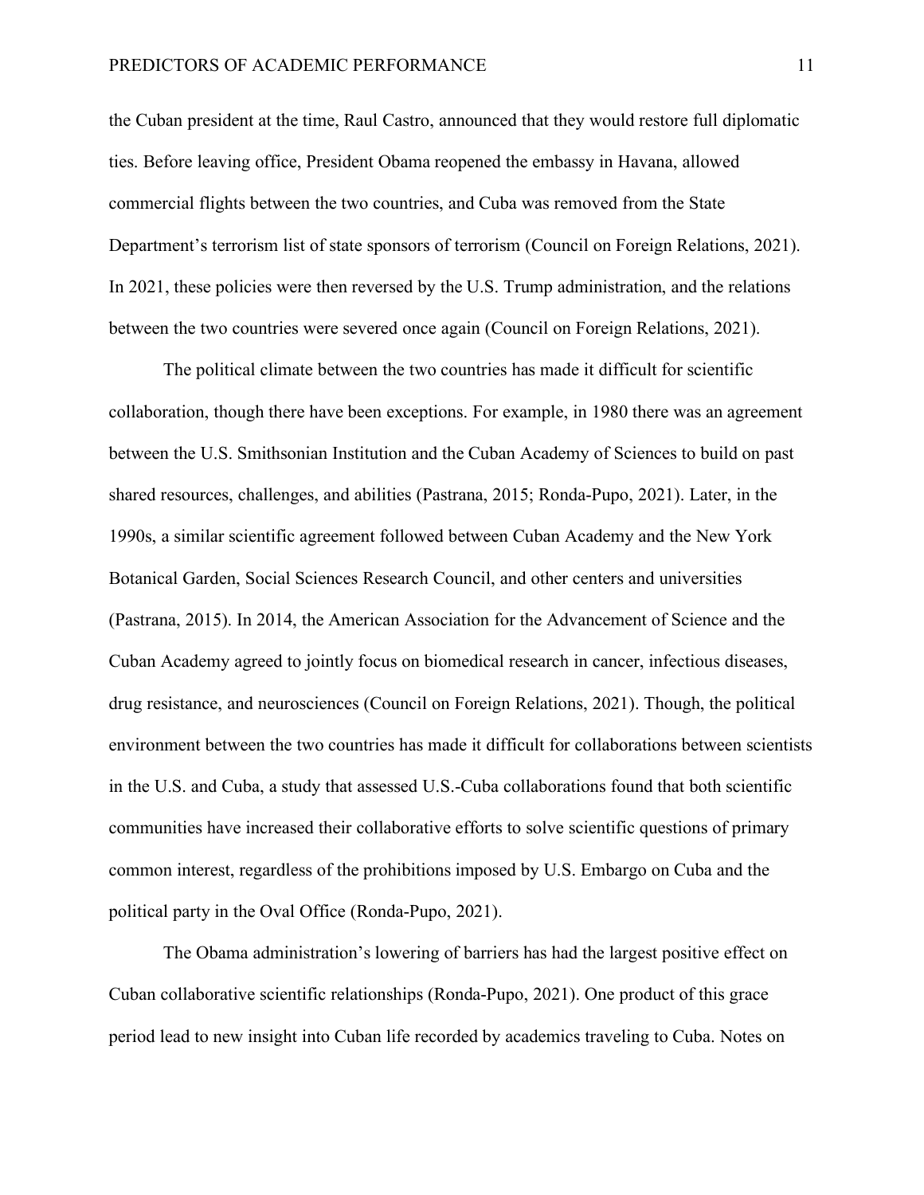the Cuban president at the time, Raul Castro, announced that they would restore full diplomatic ties. Before leaving office, President Obama reopened the embassy in Havana, allowed commercial flights between the two countries, and Cuba was removed from the State Department's terrorism list of state sponsors of terrorism (Council on Foreign Relations, 2021). In 2021, these policies were then reversed by the U.S. Trump administration, and the relations between the two countries were severed once again (Council on Foreign Relations, 2021).

The political climate between the two countries has made it difficult for scientific collaboration, though there have been exceptions. For example, in 1980 there was an agreement between the U.S. Smithsonian Institution and the Cuban Academy of Sciences to build on past shared resources, challenges, and abilities (Pastrana, 2015; Ronda-Pupo, 2021). Later, in the 1990s, a similar scientific agreement followed between Cuban Academy and the New York Botanical Garden, Social Sciences Research Council, and other centers and universities (Pastrana, 2015). In 2014, the American Association for the Advancement of Science and the Cuban Academy agreed to jointly focus on biomedical research in cancer, infectious diseases, drug resistance, and neurosciences (Council on Foreign Relations, 2021). Though, the political environment between the two countries has made it difficult for collaborations between scientists in the U.S. and Cuba, a study that assessed U.S.-Cuba collaborations found that both scientific communities have increased their collaborative efforts to solve scientific questions of primary common interest, regardless of the prohibitions imposed by U.S. Embargo on Cuba and the political party in the Oval Office (Ronda-Pupo, 2021).

The Obama administration's lowering of barriers has had the largest positive effect on Cuban collaborative scientific relationships (Ronda-Pupo, 2021). One product of this grace period lead to new insight into Cuban life recorded by academics traveling to Cuba. Notes on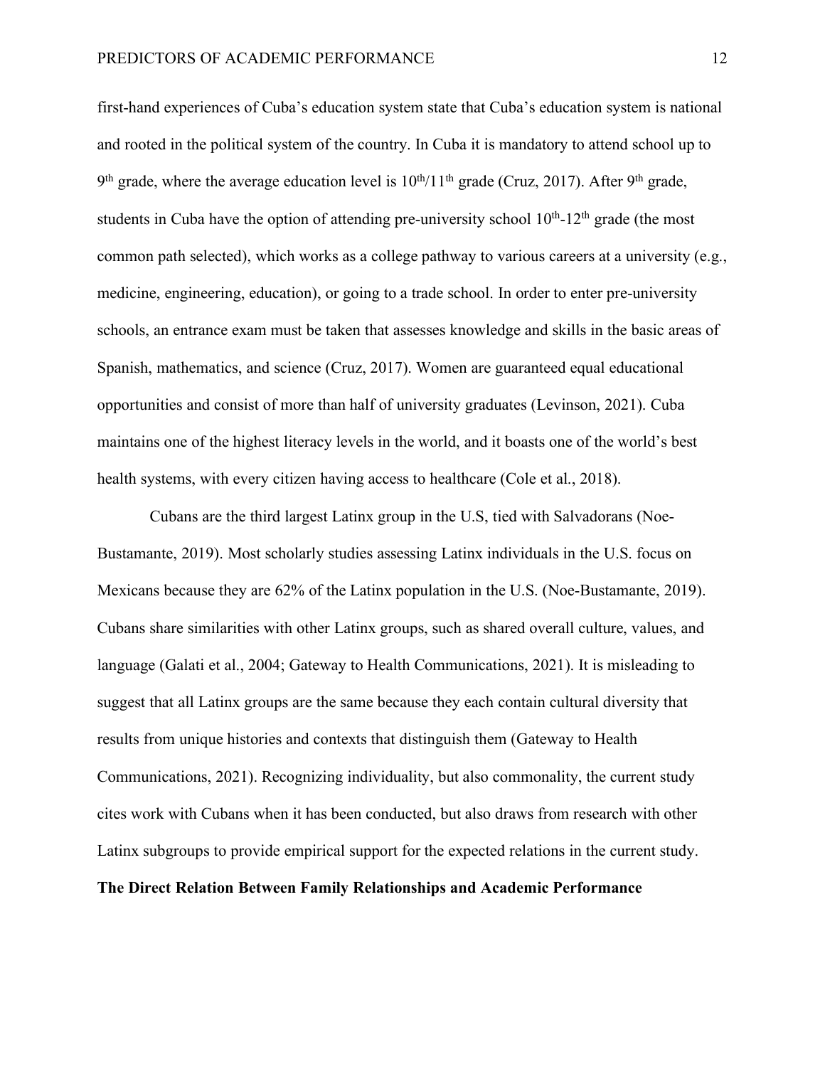first-hand experiences of Cuba's education system state that Cuba's education system is national and rooted in the political system of the country. In Cuba it is mandatory to attend school up to 9th grade, where the average education level is 10th/11th grade (Cruz, 2017). After 9th grade, students in Cuba have the option of attending pre-university school 10th-12th grade (the most common path selected), which works as a college pathway to various careers at a university (e.g., medicine, engineering, education), or going to a trade school. In order to enter pre-university schools, an entrance exam must be taken that assesses knowledge and skills in the basic areas of Spanish, mathematics, and science (Cruz, 2017). Women are guaranteed equal educational opportunities and consist of more than half of university graduates (Levinson, 2021). Cuba maintains one of the highest literacy levels in the world, and it boasts one of the world's best health systems, with every citizen having access to healthcare (Cole et al., 2018).

Cubans are the third largest Latinx group in the U.S, tied with Salvadorans (Noe-Bustamante, 2019). Most scholarly studies assessing Latinx individuals in the U.S. focus on Mexicans because they are 62% of the Latinx population in the U.S. (Noe-Bustamante, 2019). Cubans share similarities with other Latinx groups, such as shared overall culture, values, and language (Galati et al., 2004; Gateway to Health Communications, 2021). It is misleading to suggest that all Latinx groups are the same because they each contain cultural diversity that results from unique histories and contexts that distinguish them (Gateway to Health Communications, 2021). Recognizing individuality, but also commonality, the current study cites work with Cubans when it has been conducted, but also draws from research with other Latinx subgroups to provide empirical support for the expected relations in the current study.

## The Direct Relation Between Family Relationships and Academic Performance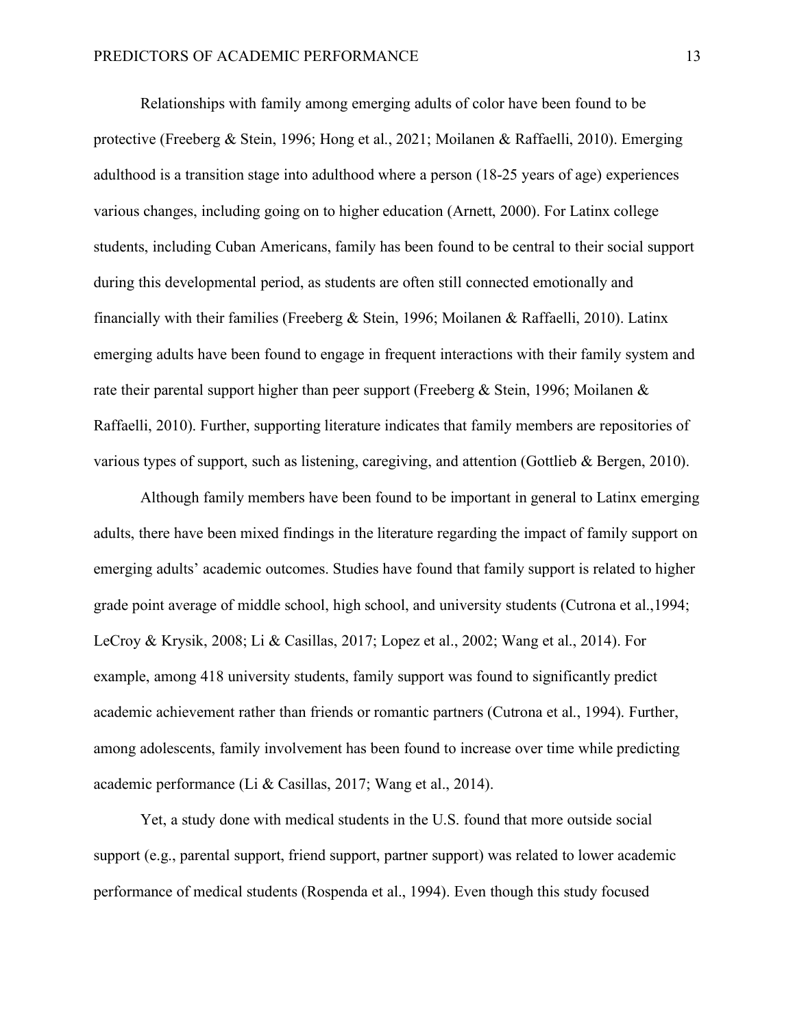Relationships with family among emerging adults of color have been found to be protective (Freeberg & Stein, 1996; Hong et al., 2021; Moilanen & Raffaelli, 2010). Emerging adulthood is a transition stage into adulthood where a person (18-25 years of age) experiences various changes, including going on to higher education (Arnett, 2000). For Latinx college students, including Cuban Americans, family has been found to be central to their social support during this developmental period, as students are often still connected emotionally and financially with their families (Freeberg & Stein, 1996; Moilanen & Raffaelli, 2010). Latinx emerging adults have been found to engage in frequent interactions with their family system and rate their parental support higher than peer support (Freeberg & Stein, 1996; Moilanen & Raffaelli, 2010). Further, supporting literature indicates that family members are repositories of various types of support, such as listening, caregiving, and attention (Gottlieb & Bergen, 2010).

Although family members have been found to be important in general to Latinx emerging adults, there have been mixed findings in the literature regarding the impact of family support on emerging adults' academic outcomes. Studies have found that family support is related to higher grade point average of middle school, high school, and university students (Cutrona et al.,1994; LeCroy & Krysik, 2008; Li & Casillas, 2017; Lopez et al., 2002; Wang et al., 2014). For example, among 418 university students, family support was found to significantly predict academic achievement rather than friends or romantic partners (Cutrona et al., 1994). Further, among adolescents, family involvement has been found to increase over time while predicting academic performance (Li & Casillas, 2017; Wang et al., 2014).

Yet, a study done with medical students in the U.S. found that more outside social support (e.g., parental support, friend support, partner support) was related to lower academic performance of medical students (Rospenda et al., 1994). Even though this study focused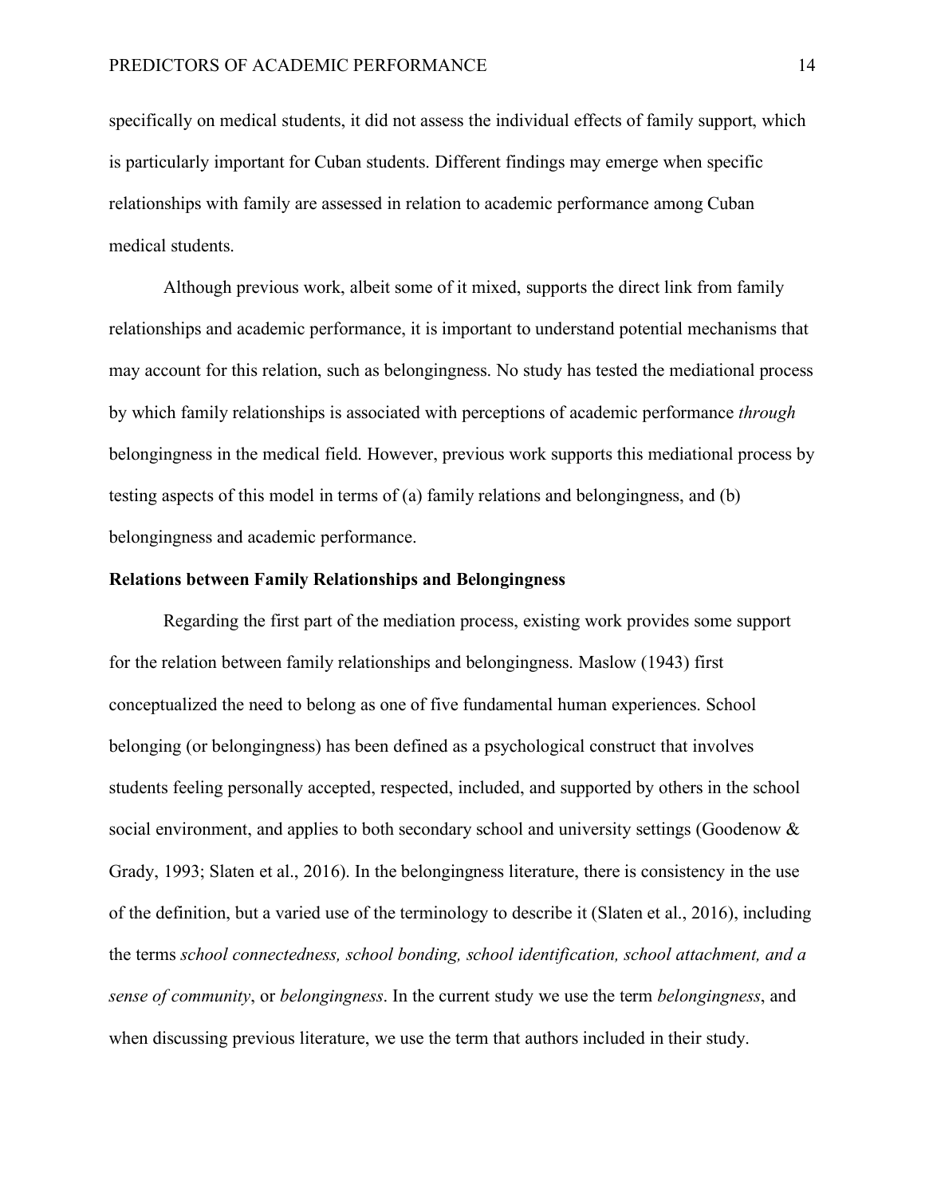specifically on medical students, it did not assess the individual effects of family support, which is particularly important for Cuban students. Different findings may emerge when specific relationships with family are assessed in relation to academic performance among Cuban medical students.

Although previous work, albeit some of it mixed, supports the direct link from family relationships and academic performance, it is important to understand potential mechanisms that may account for this relation, such as belongingness. No study has tested the mediational process by which family relationships is associated with perceptions of academic performance *through* belongingness in the medical field. However, previous work supports this mediational process by testing aspects of this model in terms of (a) family relations and belongingness, and (b) belongingness and academic performance.

**Relations between Family Relationships and Belongingness**

Regarding the first part of the mediation process, existing work provides some support for the relation between family relationships and belongingness. Maslow (1943) first conceptualized the need to belong as one of five fundamental human experiences. School belonging (or belongingness) has been defined as a psychological construct that involves students feeling personally accepted, respected, included, and supported by others in the school social environment, and applies to both secondary school and university settings (Goodenow & Grady, 1993; Slaten et al., 2016). In the belongingness literature, there is consistency in the use of the definition, but a varied use of the terminology to describe it (Slaten et al., 2016), including the terms *school connectedness, school bonding, school identification, school attachment, and a sense of community*, or *belongingness*. In the current study we use the term *belongingness*, and when discussing previous literature, we use the term that authors included in their study.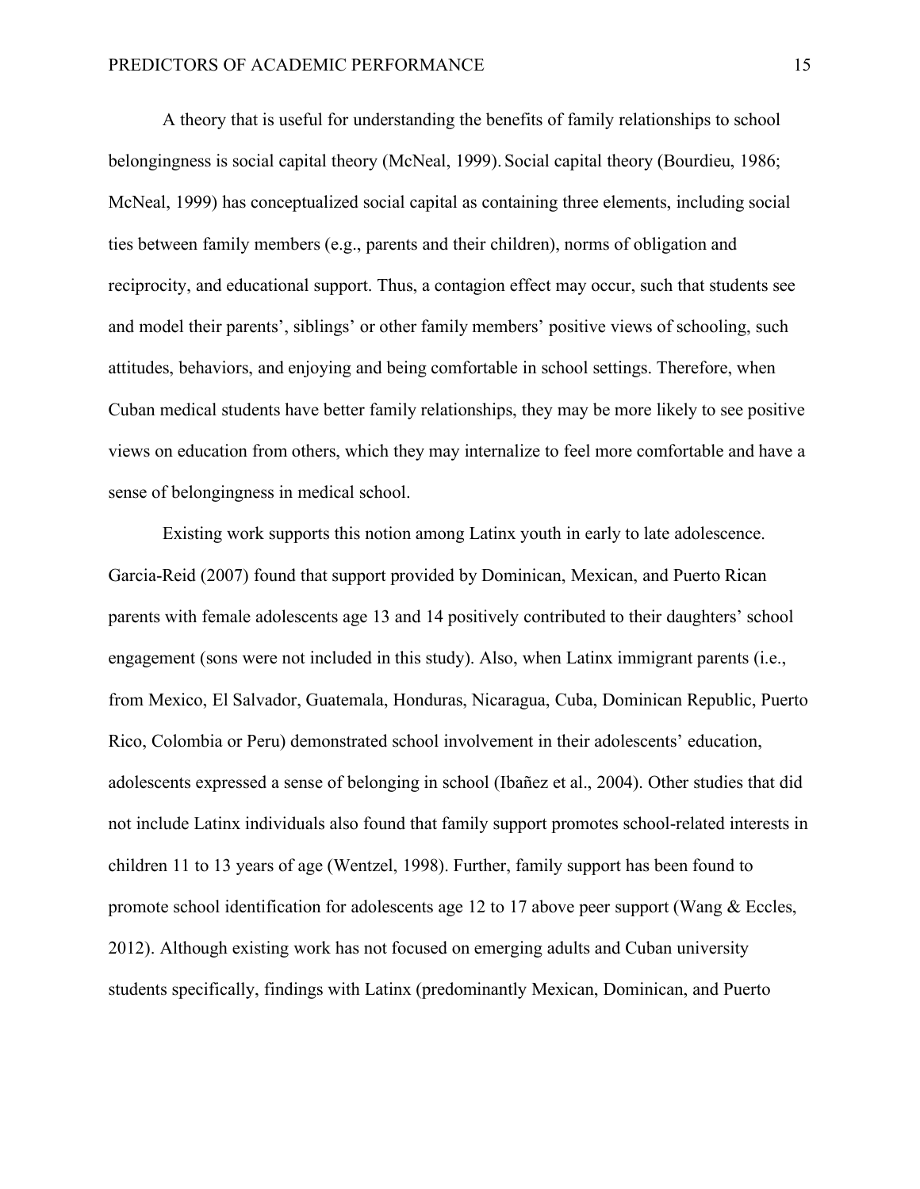A theory that is useful for understanding the benefits of family relationships to school belongingness is social capital theory (McNeal, 1999). Social capital theory (Bourdieu, 1986; McNeal, 1999) has conceptualized social capital as containing three elements, including social ties between family members (e.g., parents and their children), norms of obligation and reciprocity, and educational support. Thus, a contagion effect may occur, such that students see and model their parents', siblings' or other family members' positive views of schooling, such attitudes, behaviors, and enjoying and being comfortable in school settings. Therefore, when Cuban medical students have better family relationships, they may be more likely to see positive views on education from others, which they may internalize to feel more comfortable and have a sense of belongingness in medical school.

Existing work supports this notion among Latinx youth in early to late adolescence. Garcia-Reid (2007) found that support provided by Dominican, Mexican, and Puerto Rican parents with female adolescents age 13 and 14 positively contributed to their daughters' school engagement (sons were not included in this study). Also, when Latinx immigrant parents (i.e., from Mexico, El Salvador, Guatemala, Honduras, Nicaragua, Cuba, Dominican Republic, Puerto Rico, Colombia or Peru) demonstrated school involvement in their adolescents' education, adolescents expressed a sense of belonging in school (Ibañez et al., 2004). Other studies that did not include Latinx individuals also found that family support promotes school-related interests in children 11 to 13 years of age (Wentzel, 1998). Further, family support has been found to promote school identification for adolescents age 12 to 17 above peer support (Wang & Eccles, 2012). Although existing work has not focused on emerging adults and Cuban university students specifically, findings with Latinx (predominantly Mexican, Dominican, and Puerto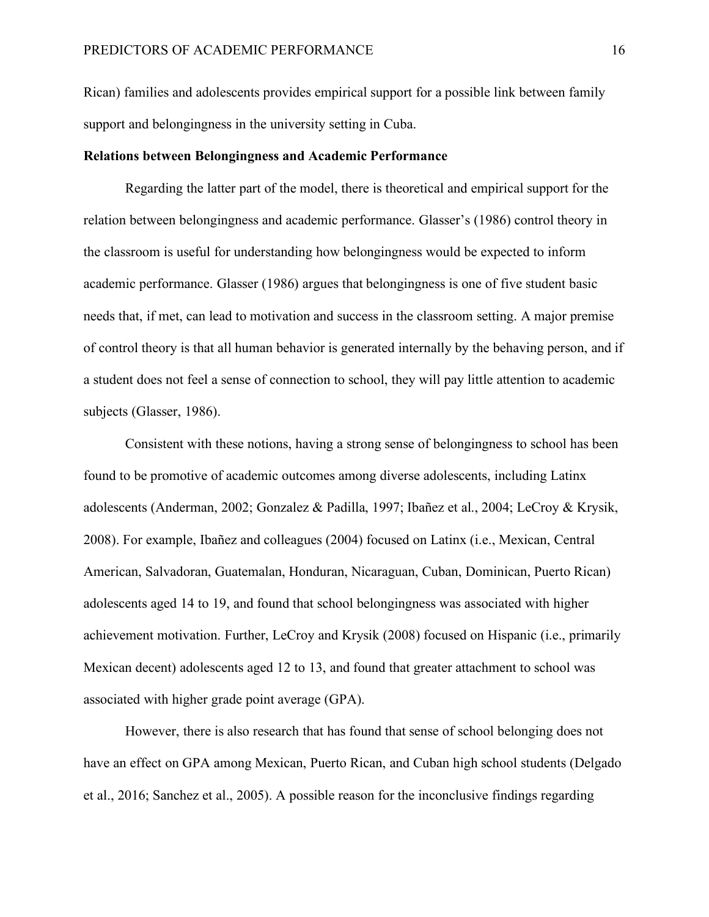Rican) families and adolescents provides empirical support for a possible link between family support and belongingness in the university setting in Cuba.

**Relations between Belongingness and Academic Performance**

Regarding the latter part of the model, there is theoretical and empirical support for the relation between belongingness and academic performance. Glasser's (1986) control theory in the classroom is useful for understanding how belongingness would be expected to inform academic performance. Glasser (1986) argues that belongingness is one of five student basic needs that, if met, can lead to motivation and success in the classroom setting. A major premise of control theory is that all human behavior is generated internally by the behaving person, and if a student does not feel a sense of connection to school, they will pay little attention to academic subjects (Glasser, 1986).

Consistent with these notions, having a strong sense of belongingness to school has been found to be promotive of academic outcomes among diverse adolescents, including Latinx adolescents (Anderman, 2002; Gonzalez & Padilla, 1997; Ibañez et al., 2004; LeCroy & Krysik, 2008). For example, Ibañez and colleagues (2004) focused on Latinx (i.e., Mexican, Central American, Salvadoran, Guatemalan, Honduran, Nicaraguan, Cuban, Dominican, Puerto Rican) adolescents aged 14 to 19, and found that school belongingness was associated with higher achievement motivation. Further, LeCroy and Krysik (2008) focused on Hispanic (i.e., primarily Mexican decent) adolescents aged 12 to 13, and found that greater attachment to school was associated with higher grade point average (GPA).

However, there is also research that has found that sense of school belonging does not have an effect on GPA among Mexican, Puerto Rican, and Cuban high school students (Delgado et al., 2016; Sanchez et al., 2005). A possible reason for the inconclusive findings regarding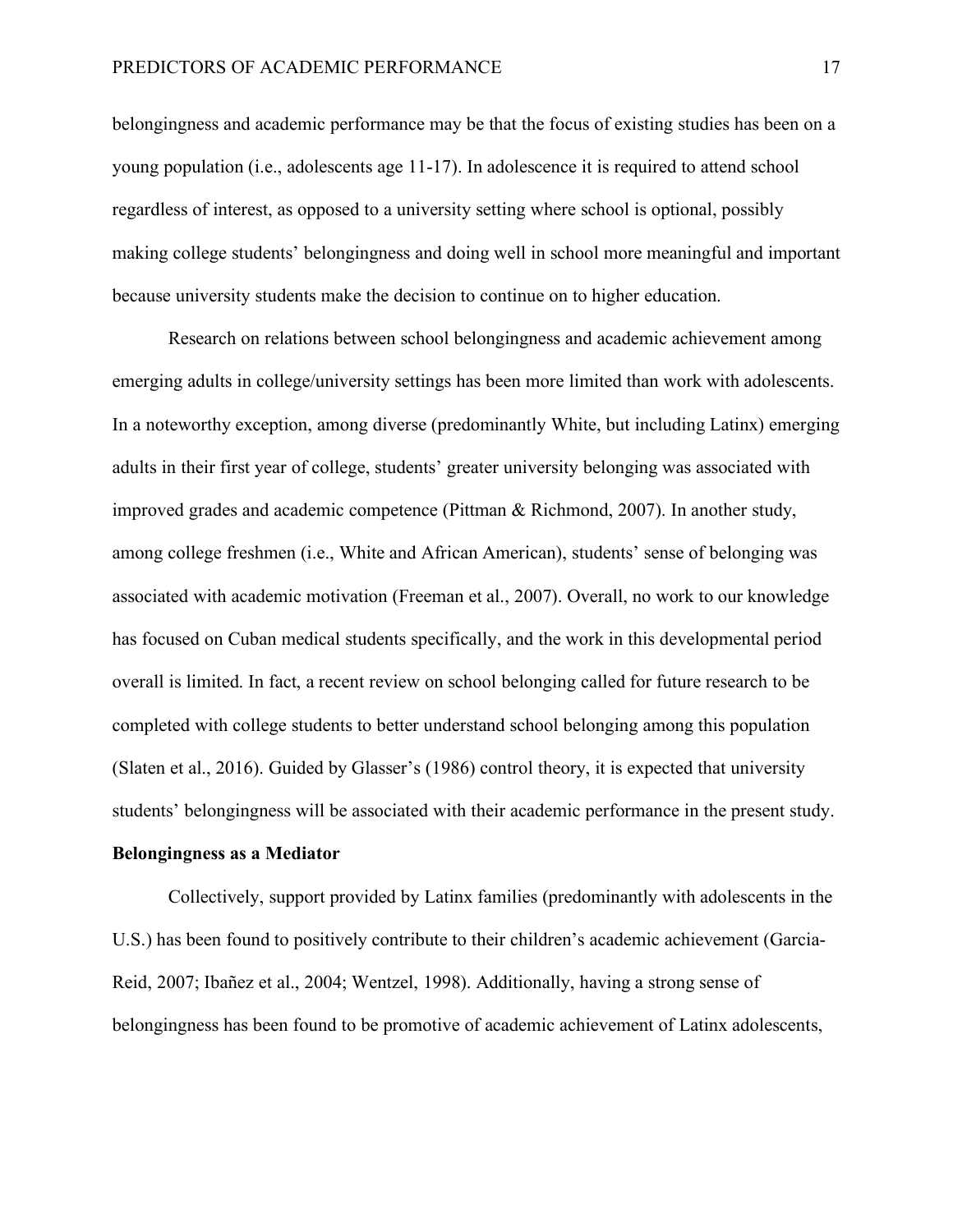belongingness and academic performance may be that the focus of existing studies has been on a young population (i.e., adolescents age 11-17). In adolescence it is required to attend school regardless of interest, as opposed to a university setting where school is optional, possibly making college students' belongingness and doing well in school more meaningful and important because university students make the decision to continue on to higher education.

Research on relations between school belongingness and academic achievement among emerging adults in college/university settings has been more limited than work with adolescents. In a noteworthy exception, among diverse (predominantly White, but including Latinx) emerging adults in their first year of college, students' greater university belonging was associated with improved grades and academic competence (Pittman & Richmond, 2007). In another study, among college freshmen (i.e., White and African American), students' sense of belonging was associated with academic motivation (Freeman et al., 2007). Overall, no work to our knowledge has focused on Cuban medical students specifically, and the work in this developmental period overall is limited. In fact, a recent review on school belonging called for future research to be completed with college students to better understand school belonging among this population (Slaten et al., 2016). Guided by Glasser's (1986) control theory, it is expected that university students' belongingness will be associated with their academic performance in the present study.

**Belongingness as a Mediator**

Collectively, support provided by Latinx families (predominantly with adolescents in the U.S.) has been found to positively contribute to their children's academic achievement (Garcia-Reid, 2007; Ibañez et al., 2004; Wentzel, 1998). Additionally, having a strong sense of belongingness has been found to be promotive of academic achievement of Latinx adolescents,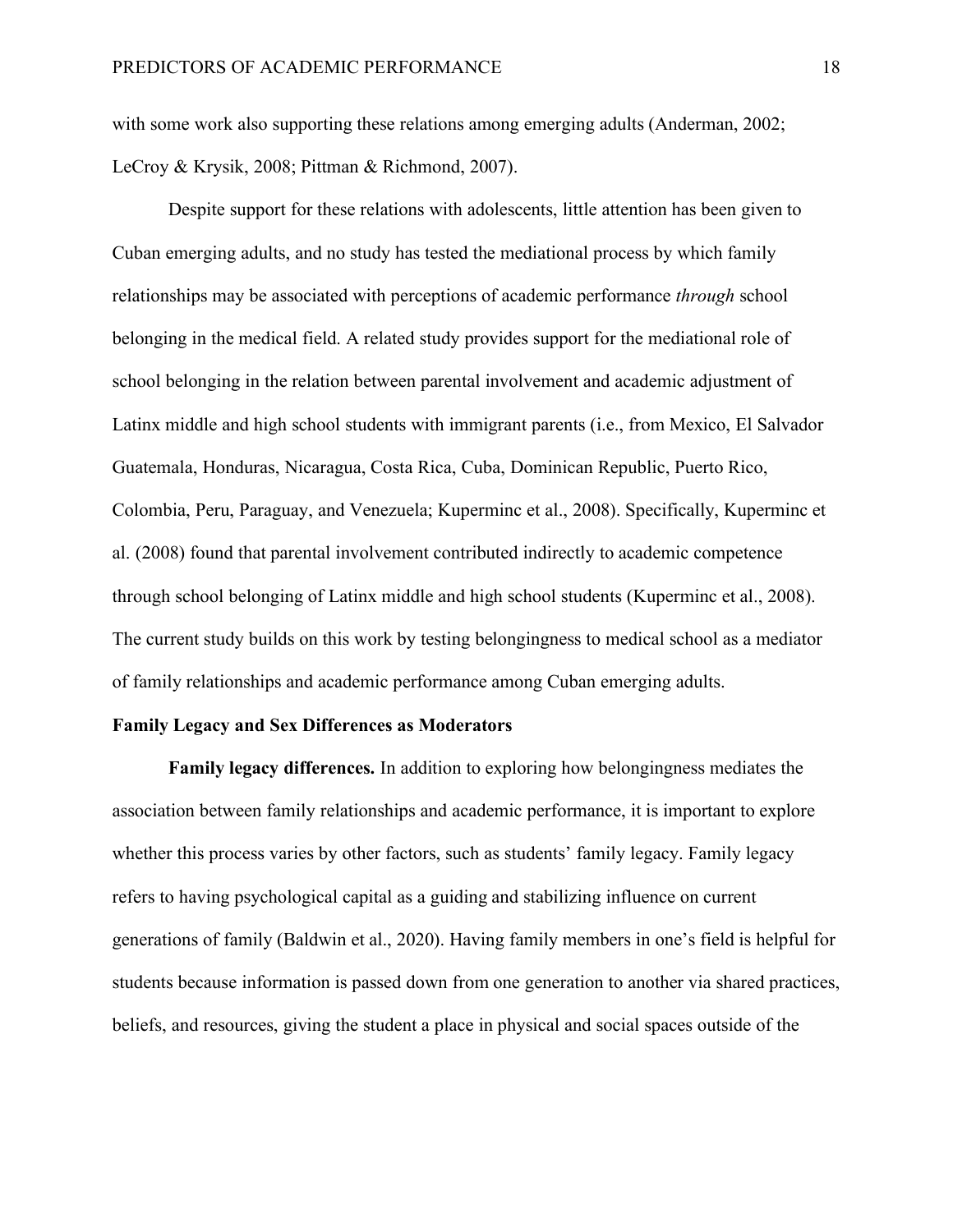with some work also supporting these relations among emerging adults (Anderman, 2002; LeCroy & Krysik, 2008; Pittman & Richmond, 2007).

Despite support for these relations with adolescents, little attention has been given to Cuban emerging adults, and no study has tested the mediational process by which family relationships may be associated with perceptions of academic performance *through* school belonging in the medical field. A related study provides support for the mediational role of school belonging in the relation between parental involvement and academic adjustment of Latinx middle and high school students with immigrant parents (i.e., from Mexico, El Salvador Guatemala, Honduras, Nicaragua, Costa Rica, Cuba, Dominican Republic, Puerto Rico, Colombia, Peru, Paraguay, and Venezuela; Kuperminc et al., 2008). Specifically, Kuperminc et al. (2008) found that parental involvement contributed indirectly to academic competence through school belonging of Latinx middle and high school students (Kuperminc et al., 2008). The current study builds on this work by testing belongingness to medical school as a mediator of family relationships and academic performance among Cuban emerging adults.

## Family Legacy and Sex Differences as Moderators

**Family legacy differences.** In addition to exploring how belongingness mediates the association between family relationships and academic performance, it is important to explore whether this process varies by other factors, such as students' family legacy. Family legacy refers to having psychological capital as a guiding and stabilizing influence on current generations of family (Baldwin et al., 2020). Having family members in one's field is helpful for students because information is passed down from one generation to another via shared practices, beliefs, and resources, giving the student a place in physical and social spaces outside of the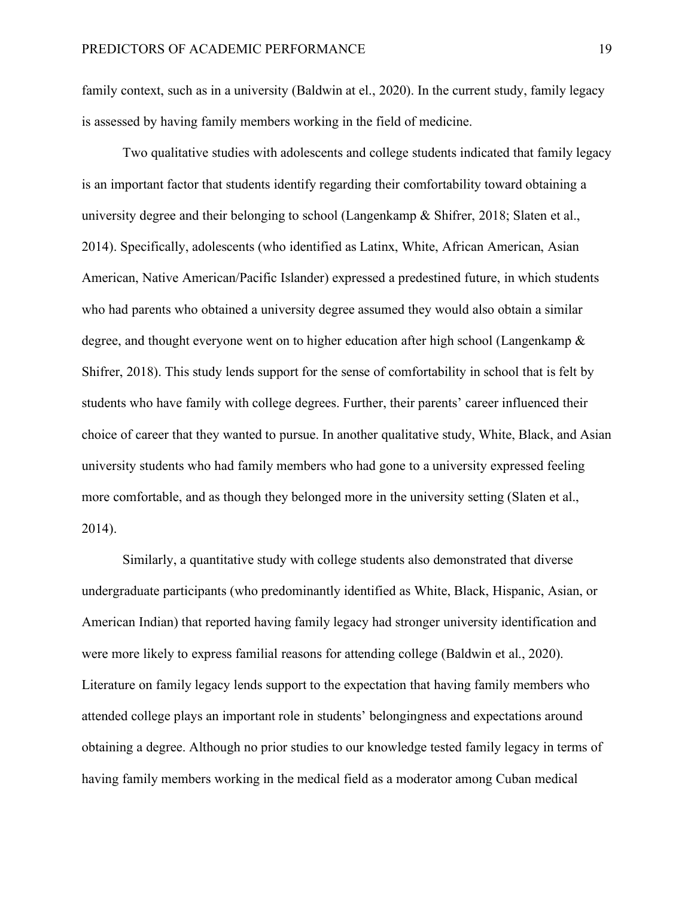family context, such as in a university (Baldwin at el., 2020). In the current study, family legacy is assessed by having family members working in the field of medicine.

Two qualitative studies with adolescents and college students indicated that family legacy is an important factor that students identify regarding their comfortability toward obtaining a university degree and their belonging to school (Langenkamp & Shifrer, 2018; Slaten et al., 2014). Specifically, adolescents (who identified as Latinx, White, African American, Asian American, Native American/Pacific Islander) expressed a predestined future, in which students who had parents who obtained a university degree assumed they would also obtain a similar degree, and thought everyone went on to higher education after high school (Langenkamp & Shifrer, 2018). This study lends support for the sense of comfortability in school that is felt by students who have family with college degrees. Further, their parents' career influenced their choice of career that they wanted to pursue. In another qualitative study, White, Black, and Asian university students who had family members who had gone to a university expressed feeling more comfortable, and as though they belonged more in the university setting (Slaten et al., 2014).

Similarly, a quantitative study with college students also demonstrated that diverse undergraduate participants (who predominantly identified as White, Black, Hispanic, Asian, or American Indian) that reported having family legacy had stronger university identification and were more likely to express familial reasons for attending college (Baldwin et al., 2020). Literature on family legacy lends support to the expectation that having family members who attended college plays an important role in students' belongingness and expectations around obtaining a degree. Although no prior studies to our knowledge tested family legacy in terms of having family members working in the medical field as a moderator among Cuban medical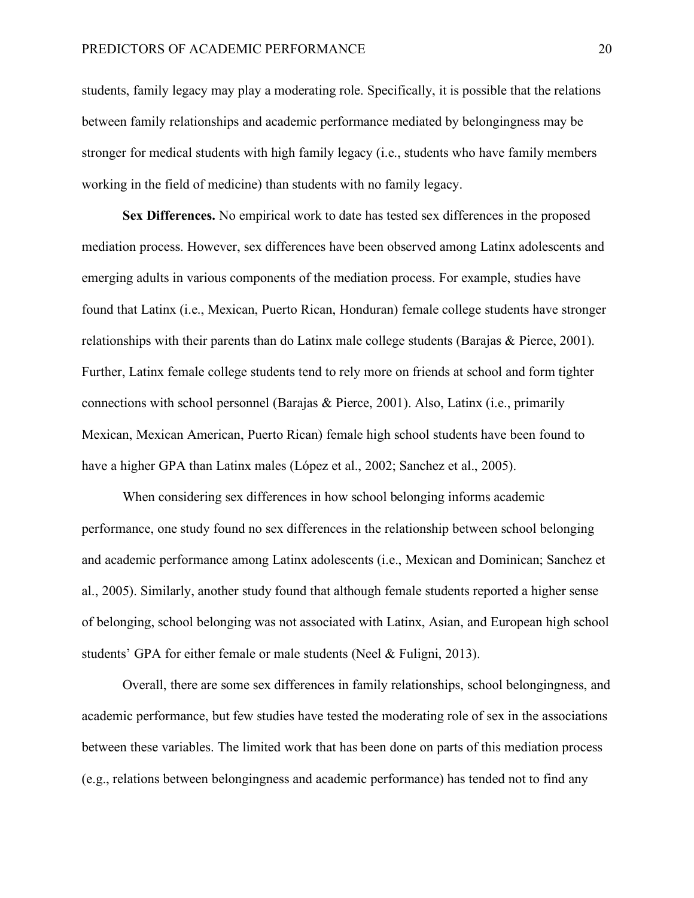students, family legacy may play a moderating role. Specifically, it is possible that the relations between family relationships and academic performance mediated by belongingness may be stronger for medical students with high family legacy (i.e., students who have family members working in the field of medicine) than students with no family legacy.

**Sex Differences.** No empirical work to date has tested sex differences in the proposed mediation process. However, sex differences have been observed among Latinx adolescents and emerging adults in various components of the mediation process. For example, studies have found that Latinx (i.e., Mexican, Puerto Rican, Honduran) female college students have stronger relationships with their parents than do Latinx male college students (Barajas & Pierce, 2001). Further, Latinx female college students tend to rely more on friends at school and form tighter connections with school personnel (Barajas & Pierce, 2001). Also, Latinx (i.e., primarily Mexican, Mexican American, Puerto Rican) female high school students have been found to have a higher GPA than Latinx males (López et al., 2002; Sanchez et al., 2005).

When considering sex differences in how school belonging informs academic performance, one study found no sex differences in the relationship between school belonging and academic performance among Latinx adolescents (i.e., Mexican and Dominican; Sanchez et al., 2005). Similarly, another study found that although female students reported a higher sense of belonging, school belonging was not associated with Latinx, Asian, and European high school students' GPA for either female or male students (Neel & Fuligni, 2013).

Overall, there are some sex differences in family relationships, school belongingness, and academic performance, but few studies have tested the moderating role of sex in the associations between these variables. The limited work that has been done on parts of this mediation process (e.g., relations between belongingness and academic performance) has tended not to find any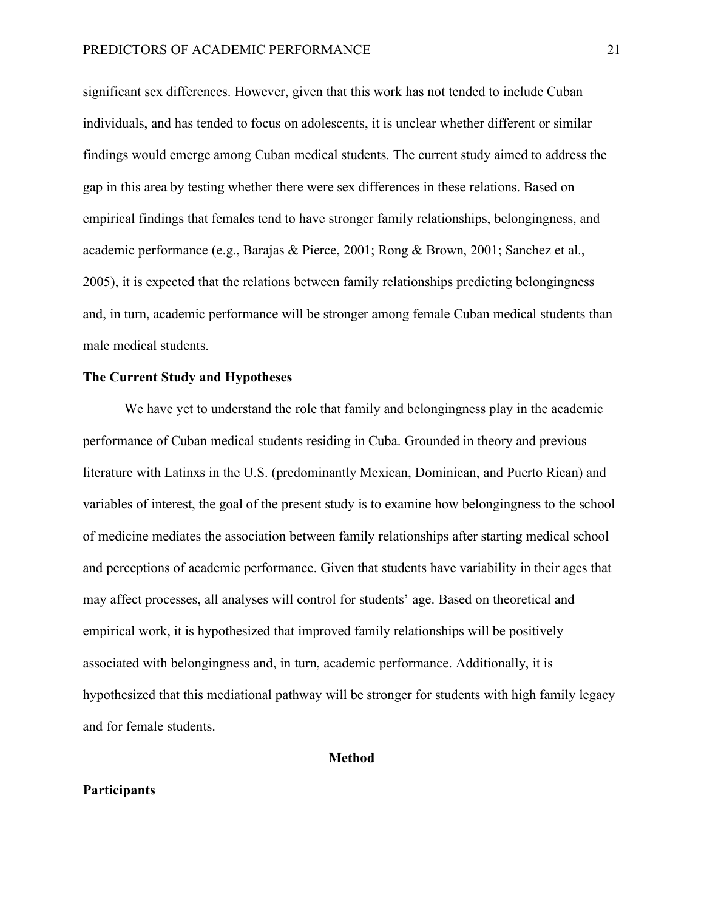significant sex differences. However, given that this work has not tended to include Cuban individuals, and has tended to focus on adolescents, it is unclear whether different or similar findings would emerge among Cuban medical students. The current study aimed to address the gap in this area by testing whether there were sex differences in these relations. Based on empirical findings that females tend to have stronger family relationships, belongingness, and academic performance (e.g., Barajas & Pierce, 2001; Rong & Brown, 2001; Sanchez et al., 2005), it is expected that the relations between family relationships predicting belongingness and, in turn, academic performance will be stronger among female Cuban medical students than male medical students.

## The Current Study and Hypotheses

We have yet to understand the role that family and belongingness play in the academic performance of Cuban medical students residing in Cuba. Grounded in theory and previous literature with Latinxs in the U.S. (predominantly Mexican, Dominican, and Puerto Rican) and variables of interest, the goal of the present study is to examine how belongingness to the school of medicine mediates the association between family relationships after starting medical school and perceptions of academic performance. Given that students have variability in their ages that may affect processes, all analyses will control for students' age. Based on theoretical and empirical work, it is hypothesized that improved family relationships will be positively associated with belongingness and, in turn, academic performance. Additionally, it is hypothesized that this mediational pathway will be stronger for students with high family legacy and for female students.

# Method

## Participants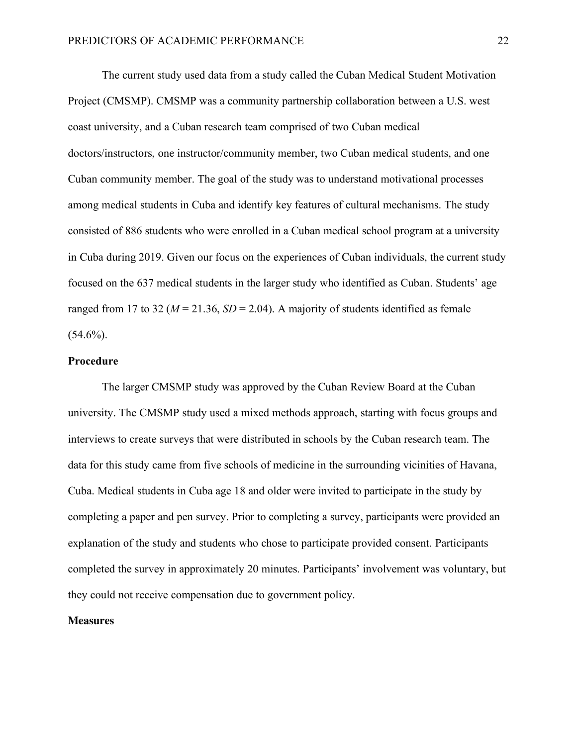The current study used data from a study called the Cuban Medical Student Motivation Project (CMSMP). CMSMP was a community partnership collaboration between a U.S. west coast university, and a Cuban research team comprised of two Cuban medical doctors/instructors, one instructor/community member, two Cuban medical students, and one Cuban community member. The goal of the study was to understand motivational processes among medical students in Cuba and identify key features of cultural mechanisms. The study consisted of 886 students who were enrolled in a Cuban medical school program at a university in Cuba during 2019. Given our focus on the experiences of Cuban individuals, the current study focused on the 637 medical students in the larger study who identified as Cuban. Students' age ranged from 17 to 32 ($M$ = 21.36, $SD$ = 2.04). A majority of students identified as female (54.6%).

## Procedure

The larger CMSMP study was approved by the Cuban Review Board at the Cuban university. The CMSMP study used a mixed methods approach, starting with focus groups and interviews to create surveys that were distributed in schools by the Cuban research team. The data for this study came from five schools of medicine in the surrounding vicinities of Havana, Cuba. Medical students in Cuba age 18 and older were invited to participate in the study by completing a paper and pen survey. Prior to completing a survey, participants were provided an explanation of the study and students who chose to participate provided consent. Participants completed the survey in approximately 20 minutes. Participants' involvement was voluntary, but they could not receive compensation due to government policy.

## Measures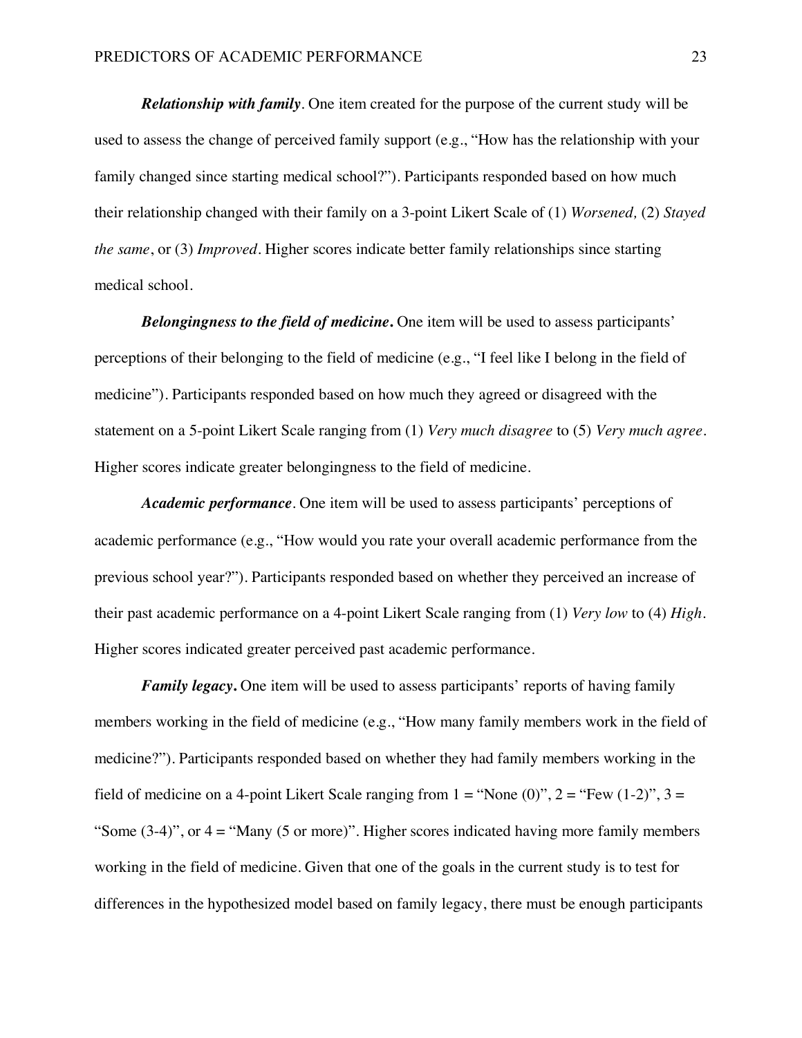***Relationship with family***. One item created for the purpose of the current study will be used to assess the change of perceived family support (e.g., "How has the relationship with your family changed since starting medical school?"). Participants responded based on how much their relationship changed with their family on a 3-point Likert Scale of (1) *Worsened,* (2) *Stayed the same*, or (3) *Improved*. Higher scores indicate better family relationships since starting medical school.

***Belongingness to the field of medicine*.** One item will be used to assess participants' perceptions of their belonging to the field of medicine (e.g., "I feel like I belong in the field of medicine"). Participants responded based on how much they agreed or disagreed with the statement on a 5-point Likert Scale ranging from (1) *Very much disagree* to (5) *Very much agree*. Higher scores indicate greater belongingness to the field of medicine.

***Academic performance***. One item will be used to assess participants' perceptions of academic performance (e.g., "How would you rate your overall academic performance from the previous school year?"). Participants responded based on whether they perceived an increase of their past academic performance on a 4-point Likert Scale ranging from (1) *Very low* to (4) *High*. Higher scores indicated greater perceived past academic performance.

***Family legacy*.** One item will be used to assess participants' reports of having family members working in the field of medicine (e.g., "How many family members work in the field of medicine?"). Participants responded based on whether they had family members working in the field of medicine on a 4-point Likert Scale ranging from 1 = "None (0)", 2 = "Few (1-2)", 3 = "Some (3-4)", or 4 = "Many (5 or more)". Higher scores indicated having more family members working in the field of medicine. Given that one of the goals in the current study is to test for differences in the hypothesized model based on family legacy, there must be enough participants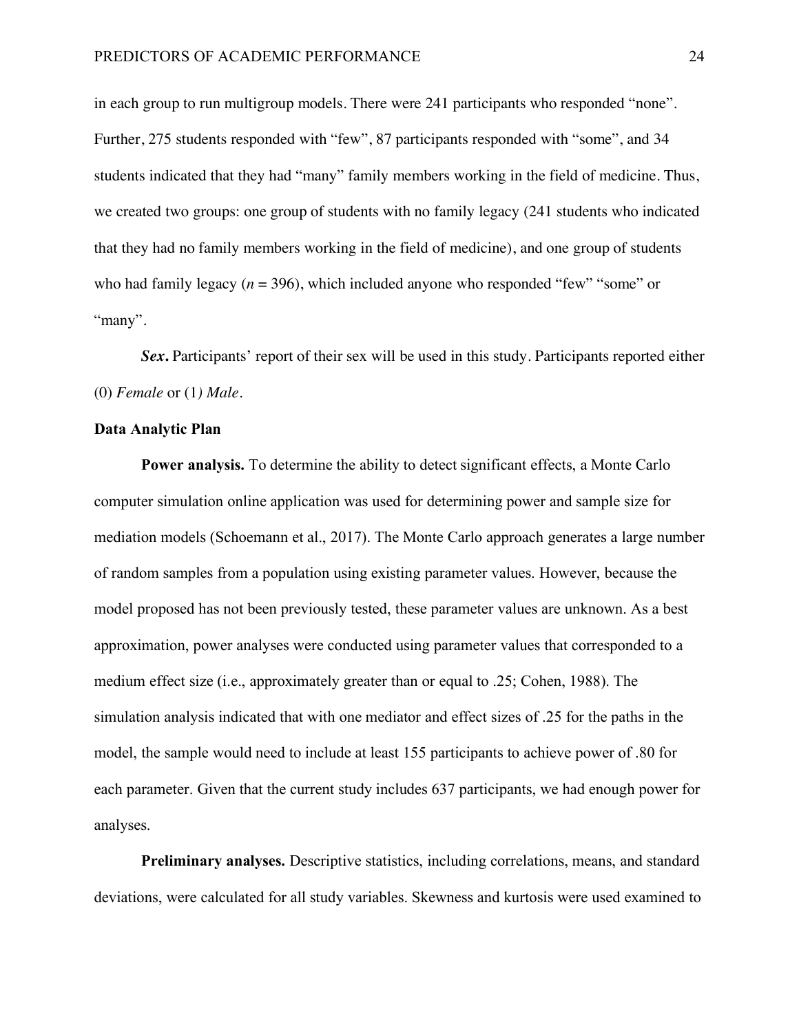in each group to run multigroup models. There were 241 participants who responded "none". Further, 275 students responded with "few", 87 participants responded with "some", and 34 students indicated that they had "many" family members working in the field of medicine. Thus, we created two groups: one group of students with no family legacy (241 students who indicated that they had no family members working in the field of medicine), and one group of students who had family legacy ($n$ = 396), which included anyone who responded "few" "some" or "many".

***Sex.*** Participants' report of their sex will be used in this study. Participants reported either (0) *Female* or (1*) Male*.

### Data Analytic Plan

**Power analysis.** To determine the ability to detect significant effects, a Monte Carlo computer simulation online application was used for determining power and sample size for mediation models (Schoemann et al., 2017). The Monte Carlo approach generates a large number of random samples from a population using existing parameter values. However, because the model proposed has not been previously tested, these parameter values are unknown. As a best approximation, power analyses were conducted using parameter values that corresponded to a medium effect size (i.e., approximately greater than or equal to .25; Cohen, 1988). The simulation analysis indicated that with one mediator and effect sizes of .25 for the paths in the model, the sample would need to include at least 155 participants to achieve power of .80 for each parameter. Given that the current study includes 637 participants, we had enough power for analyses.

**Preliminary analyses.** Descriptive statistics, including correlations, means, and standard deviations, were calculated for all study variables. Skewness and kurtosis were used examined to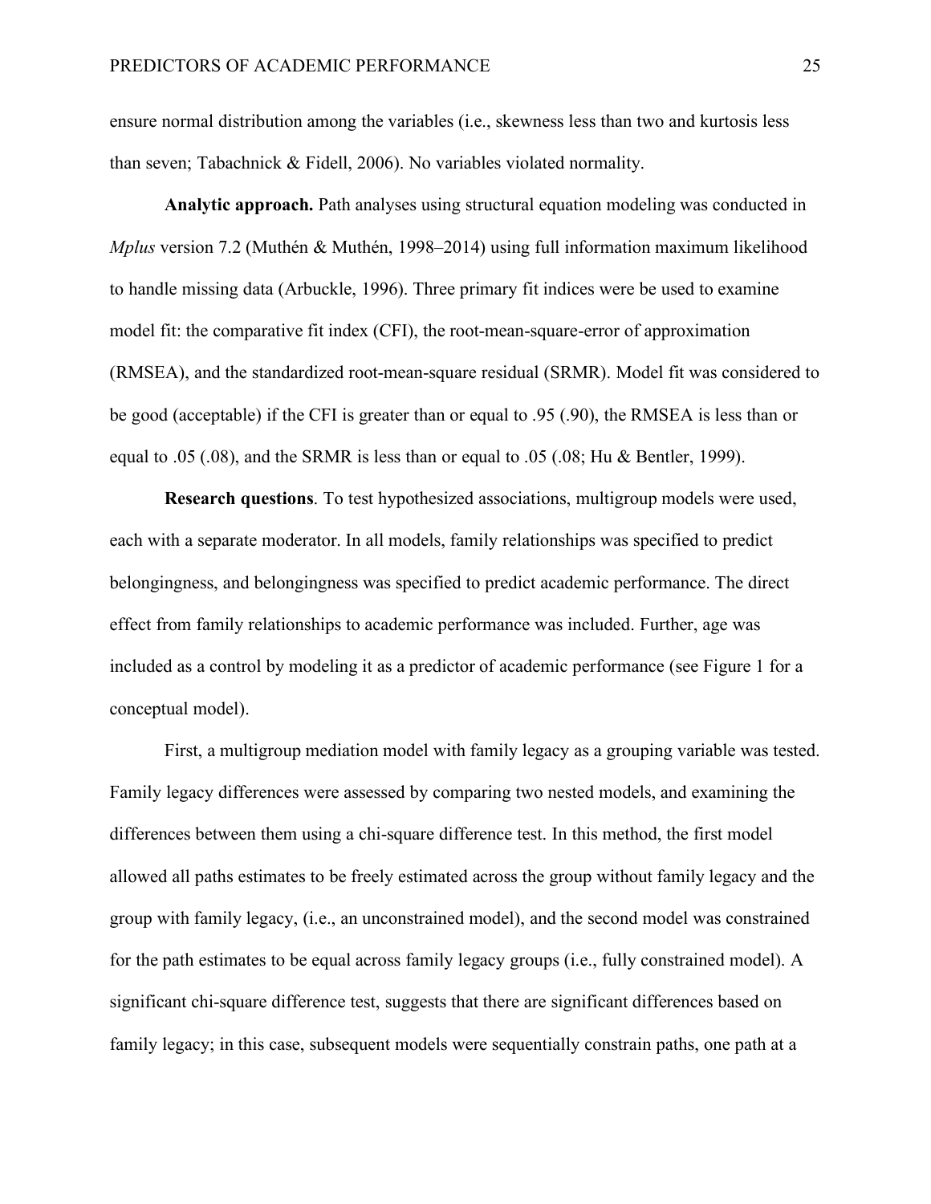ensure normal distribution among the variables (i.e., skewness less than two and kurtosis less than seven; Tabachnick & Fidell, 2006). No variables violated normality.

**Analytic approach.** Path analyses using structural equation modeling was conducted in *Mplus* version 7.2 (Muthén & Muthén, 1998–2014) using full information maximum likelihood to handle missing data (Arbuckle, 1996). Three primary fit indices were be used to examine model fit: the comparative fit index (CFI), the root-mean-square-error of approximation (RMSEA), and the standardized root-mean-square residual (SRMR). Model fit was considered to be good (acceptable) if the CFI is greater than or equal to .95 (.90), the RMSEA is less than or equal to .05 (.08), and the SRMR is less than or equal to .05 (.08; Hu & Bentler, 1999).

**Research questions**. To test hypothesized associations, multigroup models were used, each with a separate moderator. In all models, family relationships was specified to predict belongingness, and belongingness was specified to predict academic performance. The direct effect from family relationships to academic performance was included. Further, age was included as a control by modeling it as a predictor of academic performance (see Figure 1 for a conceptual model).

First, a multigroup mediation model with family legacy as a grouping variable was tested. Family legacy differences were assessed by comparing two nested models, and examining the differences between them using a chi-square difference test. In this method, the first model allowed all paths estimates to be freely estimated across the group without family legacy and the group with family legacy, (i.e., an unconstrained model), and the second model was constrained for the path estimates to be equal across family legacy groups (i.e., fully constrained model). A significant chi-square difference test, suggests that there are significant differences based on family legacy; in this case, subsequent models were sequentially constrain paths, one path at a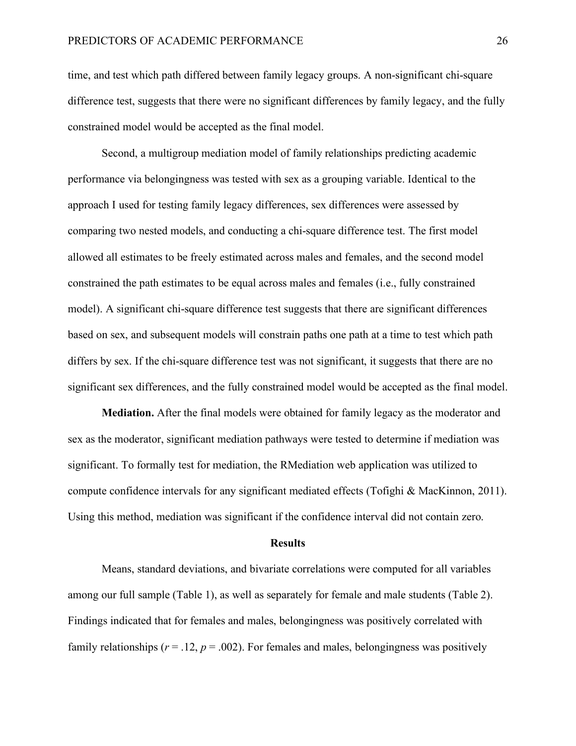time, and test which path differed between family legacy groups. A non-significant chi-square difference test, suggests that there were no significant differences by family legacy, and the fully constrained model would be accepted as the final model.

Second, a multigroup mediation model of family relationships predicting academic performance via belongingness was tested with sex as a grouping variable. Identical to the approach I used for testing family legacy differences, sex differences were assessed by comparing two nested models, and conducting a chi-square difference test. The first model allowed all estimates to be freely estimated across males and females, and the second model constrained the path estimates to be equal across males and females (i.e., fully constrained model). A significant chi-square difference test suggests that there are significant differences based on sex, and subsequent models will constrain paths one path at a time to test which path differs by sex. If the chi-square difference test was not significant, it suggests that there are no significant sex differences, and the fully constrained model would be accepted as the final model.

**Mediation.** After the final models were obtained for family legacy as the moderator and sex as the moderator, significant mediation pathways were tested to determine if mediation was significant. To formally test for mediation, the RMediation web application was utilized to compute confidence intervals for any significant mediated effects (Tofighi & MacKinnon, 2011). Using this method, mediation was significant if the confidence interval did not contain zero.

## Results

Means, standard deviations, and bivariate correlations were computed for all variables among our full sample (Table 1), as well as separately for female and male students (Table 2). Findings indicated that for females and males, belongingness was positively correlated with family relationships ($r = .12$, $p = .002$). For females and males, belongingness was positively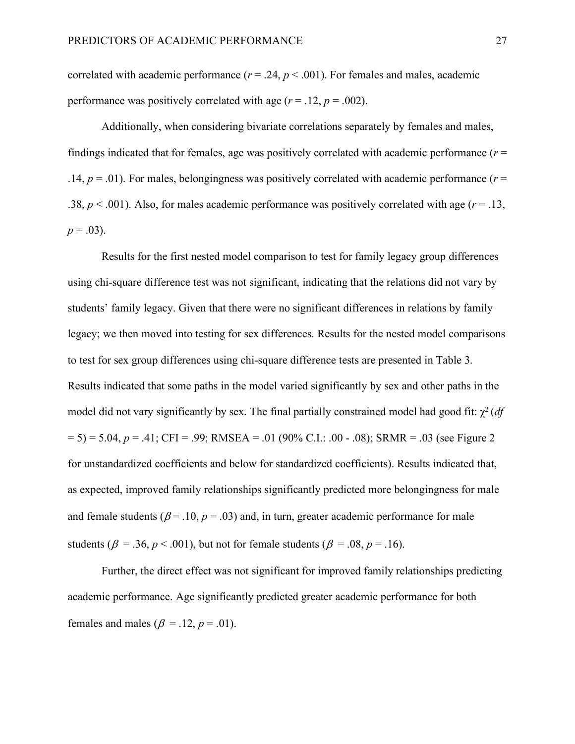correlated with academic performance ($r = .24$, $p < .001$). For females and males, academic performance was positively correlated with age ($r = .12$, $p = .002$).

Additionally, when considering bivariate correlations separately by females and males, findings indicated that for females, age was positively correlated with academic performance ($r = .14$, $p = .01$). For males, belongingness was positively correlated with academic performance ($r = .38$, $p < .001$). Also, for males academic performance was positively correlated with age ($r = .13$, $p = .03$).

Results for the first nested model comparison to test for family legacy group differences using chi-square difference test was not significant, indicating that the relations did not vary by students' family legacy. Given that there were no significant differences in relations by family legacy; we then moved into testing for sex differences. Results for the nested model comparisons to test for sex group differences using chi-square difference tests are presented in Table 3. Results indicated that some paths in the model varied significantly by sex and other paths in the model did not vary significantly by sex. The final partially constrained model had good fit: $\chi^2$ ($df = 5$) = 5.04, $p = .41$; CFI = .99; RMSEA = .01 (90% C.I.: .00 - .08); SRMR = .03 (see Figure 2 for unstandardized coefficients and below for standardized coefficients). Results indicated that, as expected, improved family relationships significantly predicted more belongingness for male and female students ($\beta = .10$, $p = .03$) and, in turn, greater academic performance for male students ($\beta = .36$, $p < .001$), but not for female students ($\beta = .08$, $p = .16$).

Further, the direct effect was not significant for improved family relationships predicting academic performance. Age significantly predicted greater academic performance for both females and males ($\beta = .12$, $p = .01$).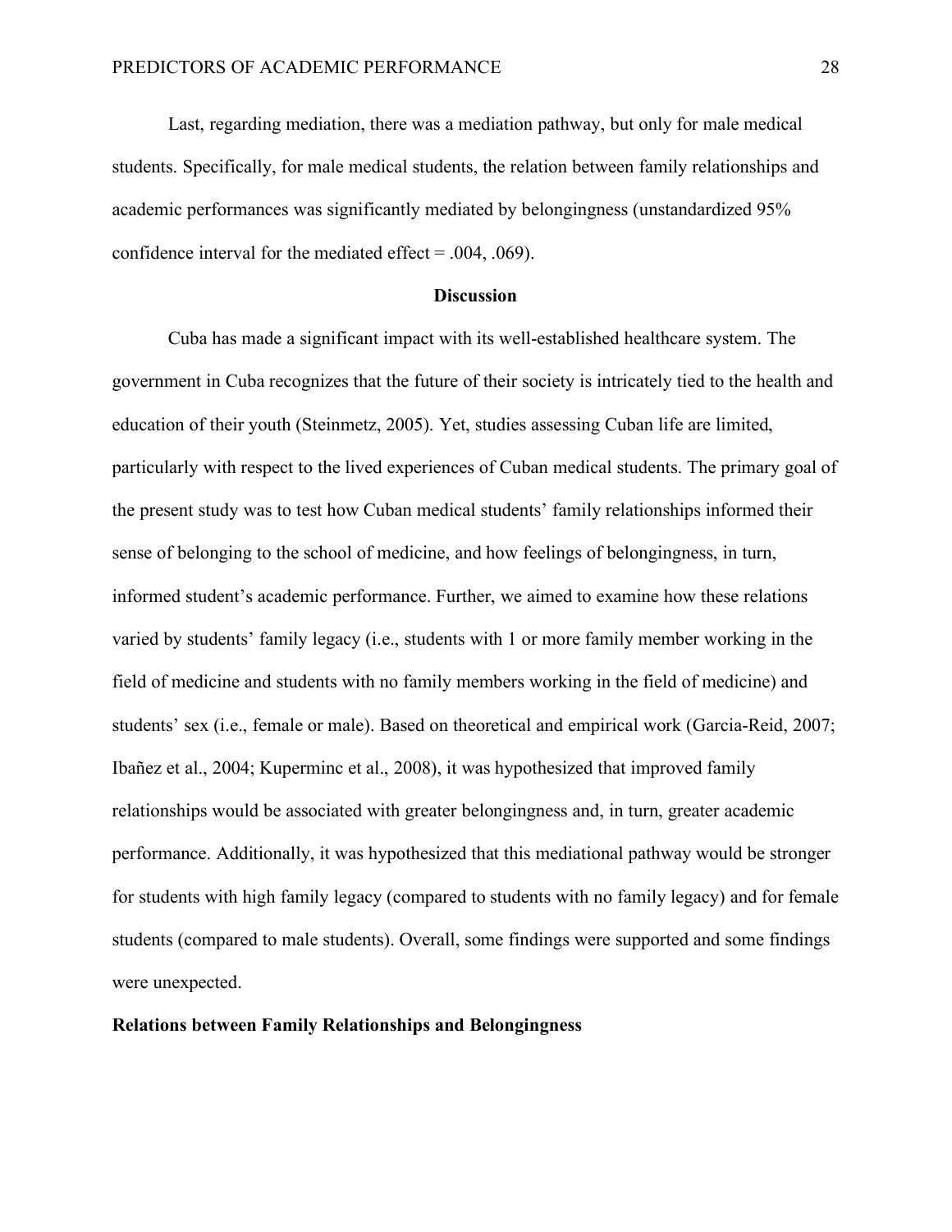Last, regarding mediation, there was a mediation pathway, but only for male medical students. Specifically, for male medical students, the relation between family relationships and academic performances was significantly mediated by belongingness (unstandardized 95% confidence interval for the mediated effect = .004, .069).

## Discussion

Cuba has made a significant impact with its well-established healthcare system. The government in Cuba recognizes that the future of their society is intricately tied to the health and education of their youth (Steinmetz, 2005). Yet, studies assessing Cuban life are limited, particularly with respect to the lived experiences of Cuban medical students. The primary goal of the present study was to test how Cuban medical students' family relationships informed their sense of belonging to the school of medicine, and how feelings of belongingness, in turn, informed student's academic performance. Further, we aimed to examine how these relations varied by students' family legacy (i.e., students with 1 or more family member working in the field of medicine and students with no family members working in the field of medicine) and students' sex (i.e., female or male). Based on theoretical and empirical work (Garcia-Reid, 2007; Ibañez et al., 2004; Kuperminc et al., 2008), it was hypothesized that improved family relationships would be associated with greater belongingness and, in turn, greater academic performance. Additionally, it was hypothesized that this mediational pathway would be stronger for students with high family legacy (compared to students with no family legacy) and for female students (compared to male students). Overall, some findings were supported and some findings were unexpected.

### Relations between Family Relationships and Belongingness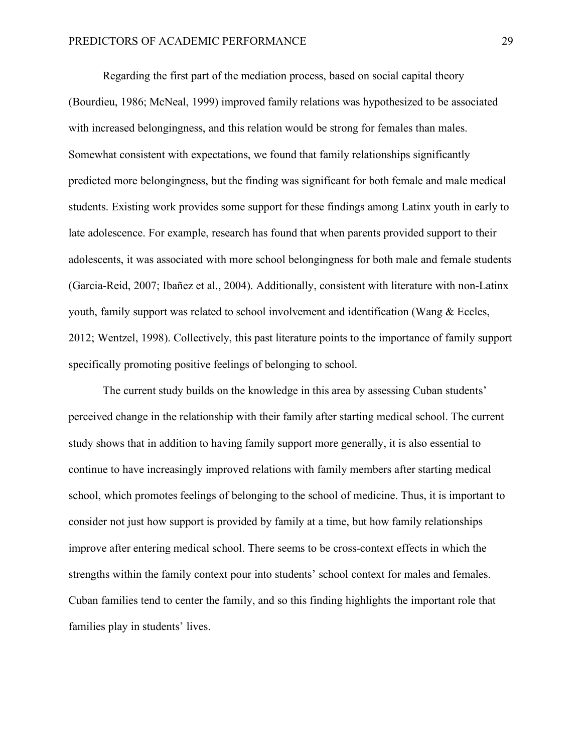Regarding the first part of the mediation process, based on social capital theory (Bourdieu, 1986; McNeal, 1999) improved family relations was hypothesized to be associated with increased belongingness, and this relation would be strong for females than males. Somewhat consistent with expectations, we found that family relationships significantly predicted more belongingness, but the finding was significant for both female and male medical students. Existing work provides some support for these findings among Latinx youth in early to late adolescence. For example, research has found that when parents provided support to their adolescents, it was associated with more school belongingness for both male and female students (Garcia-Reid, 2007; Ibañez et al., 2004). Additionally, consistent with literature with non-Latinx youth, family support was related to school involvement and identification (Wang & Eccles, 2012; Wentzel, 1998). Collectively, this past literature points to the importance of family support specifically promoting positive feelings of belonging to school.

The current study builds on the knowledge in this area by assessing Cuban students' perceived change in the relationship with their family after starting medical school. The current study shows that in addition to having family support more generally, it is also essential to continue to have increasingly improved relations with family members after starting medical school, which promotes feelings of belonging to the school of medicine. Thus, it is important to consider not just how support is provided by family at a time, but how family relationships improve after entering medical school. There seems to be cross-context effects in which the strengths within the family context pour into students' school context for males and females. Cuban families tend to center the family, and so this finding highlights the important role that families play in students' lives.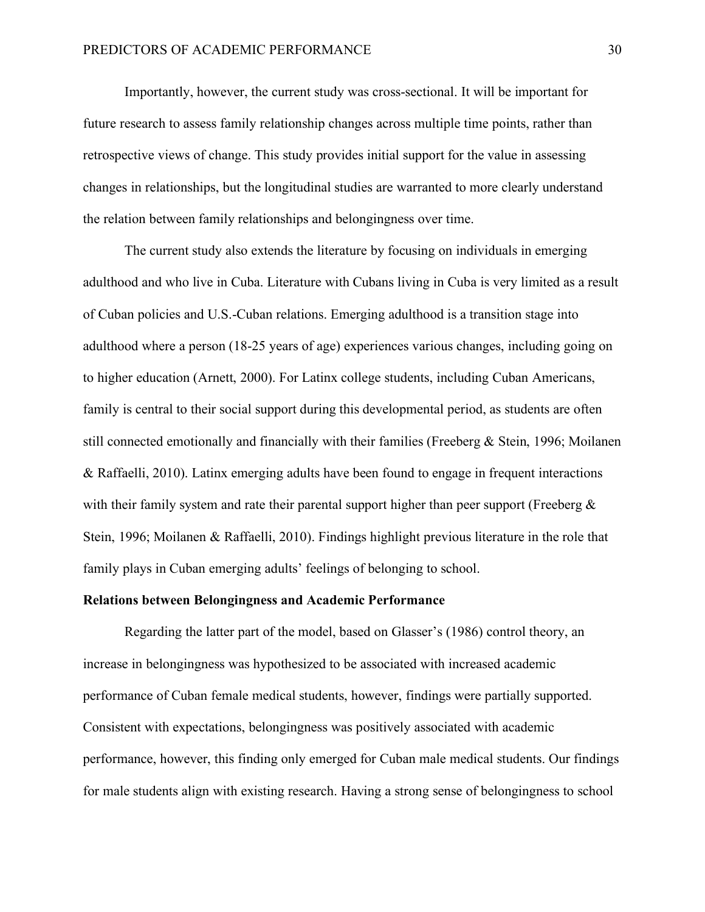Importantly, however, the current study was cross-sectional. It will be important for future research to assess family relationship changes across multiple time points, rather than retrospective views of change. This study provides initial support for the value in assessing changes in relationships, but the longitudinal studies are warranted to more clearly understand the relation between family relationships and belongingness over time.

The current study also extends the literature by focusing on individuals in emerging adulthood and who live in Cuba. Literature with Cubans living in Cuba is very limited as a result of Cuban policies and U.S.-Cuban relations. Emerging adulthood is a transition stage into adulthood where a person (18-25 years of age) experiences various changes, including going on to higher education (Arnett, 2000). For Latinx college students, including Cuban Americans, family is central to their social support during this developmental period, as students are often still connected emotionally and financially with their families (Freeberg & Stein, 1996; Moilanen & Raffaelli, 2010). Latinx emerging adults have been found to engage in frequent interactions with their family system and rate their parental support higher than peer support (Freeberg & Stein, 1996; Moilanen & Raffaelli, 2010). Findings highlight previous literature in the role that family plays in Cuban emerging adults' feelings of belonging to school.

**Relations between Belongingness and Academic Performance**

Regarding the latter part of the model, based on Glasser's (1986) control theory, an increase in belongingness was hypothesized to be associated with increased academic performance of Cuban female medical students, however, findings were partially supported. Consistent with expectations, belongingness was positively associated with academic performance, however, this finding only emerged for Cuban male medical students. Our findings for male students align with existing research. Having a strong sense of belongingness to school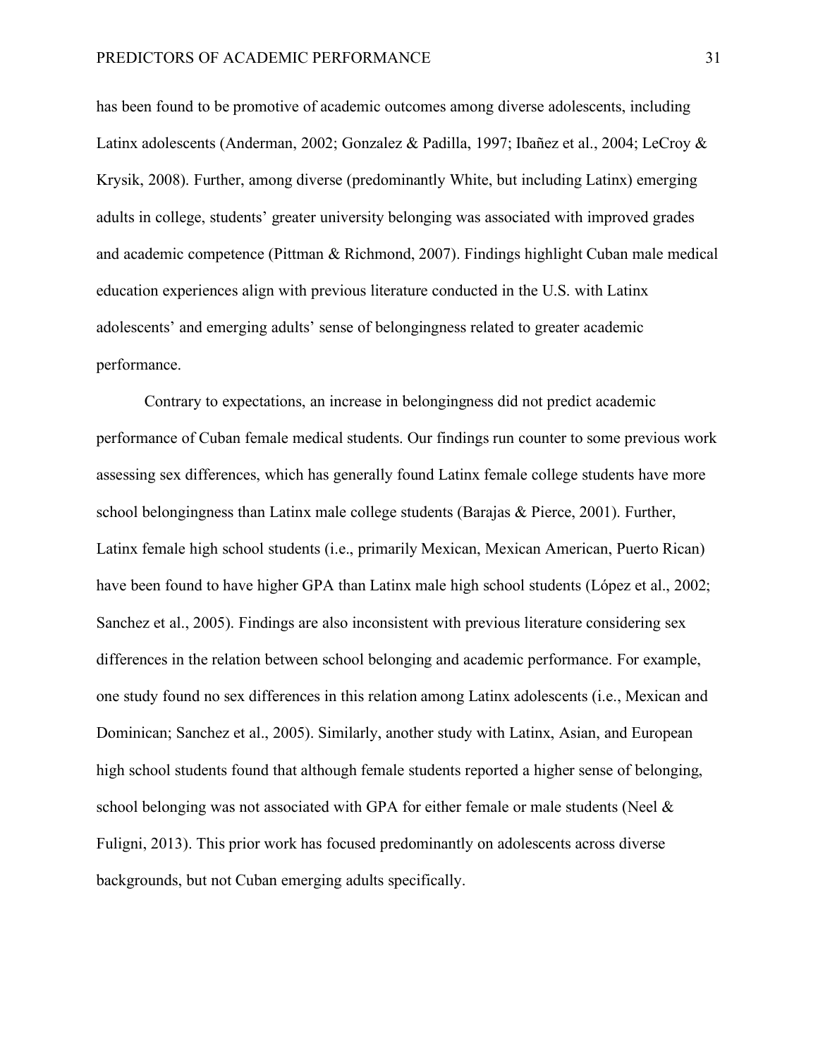has been found to be promotive of academic outcomes among diverse adolescents, including Latinx adolescents (Anderman, 2002; Gonzalez & Padilla, 1997; Ibañez et al., 2004; LeCroy & Krysik, 2008). Further, among diverse (predominantly White, but including Latinx) emerging adults in college, students' greater university belonging was associated with improved grades and academic competence (Pittman & Richmond, 2007). Findings highlight Cuban male medical education experiences align with previous literature conducted in the U.S. with Latinx adolescents' and emerging adults' sense of belongingness related to greater academic performance.

Contrary to expectations, an increase in belongingness did not predict academic performance of Cuban female medical students. Our findings run counter to some previous work assessing sex differences, which has generally found Latinx female college students have more school belongingness than Latinx male college students (Barajas & Pierce, 2001). Further, Latinx female high school students (i.e., primarily Mexican, Mexican American, Puerto Rican) have been found to have higher GPA than Latinx male high school students (López et al., 2002; Sanchez et al., 2005). Findings are also inconsistent with previous literature considering sex differences in the relation between school belonging and academic performance. For example, one study found no sex differences in this relation among Latinx adolescents (i.e., Mexican and Dominican; Sanchez et al., 2005). Similarly, another study with Latinx, Asian, and European high school students found that although female students reported a higher sense of belonging, school belonging was not associated with GPA for either female or male students (Neel & Fuligni, 2013). This prior work has focused predominantly on adolescents across diverse backgrounds, but not Cuban emerging adults specifically.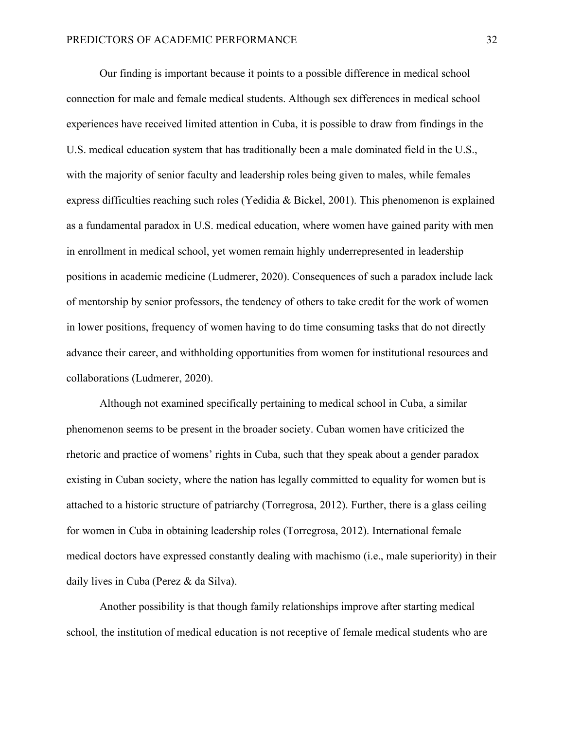Our finding is important because it points to a possible difference in medical school connection for male and female medical students. Although sex differences in medical school experiences have received limited attention in Cuba, it is possible to draw from findings in the U.S. medical education system that has traditionally been a male dominated field in the U.S., with the majority of senior faculty and leadership roles being given to males, while females express difficulties reaching such roles (Yedidia & Bickel, 2001). This phenomenon is explained as a fundamental paradox in U.S. medical education, where women have gained parity with men in enrollment in medical school, yet women remain highly underrepresented in leadership positions in academic medicine (Ludmerer, 2020). Consequences of such a paradox include lack of mentorship by senior professors, the tendency of others to take credit for the work of women in lower positions, frequency of women having to do time consuming tasks that do not directly advance their career, and withholding opportunities from women for institutional resources and collaborations (Ludmerer, 2020).

Although not examined specifically pertaining to medical school in Cuba, a similar phenomenon seems to be present in the broader society. Cuban women have criticized the rhetoric and practice of womens' rights in Cuba, such that they speak about a gender paradox existing in Cuban society, where the nation has legally committed to equality for women but is attached to a historic structure of patriarchy (Torregrosa, 2012). Further, there is a glass ceiling for women in Cuba in obtaining leadership roles (Torregrosa, 2012). International female medical doctors have expressed constantly dealing with machismo (i.e., male superiority) in their daily lives in Cuba (Perez & da Silva).

Another possibility is that though family relationships improve after starting medical school, the institution of medical education is not receptive of female medical students who are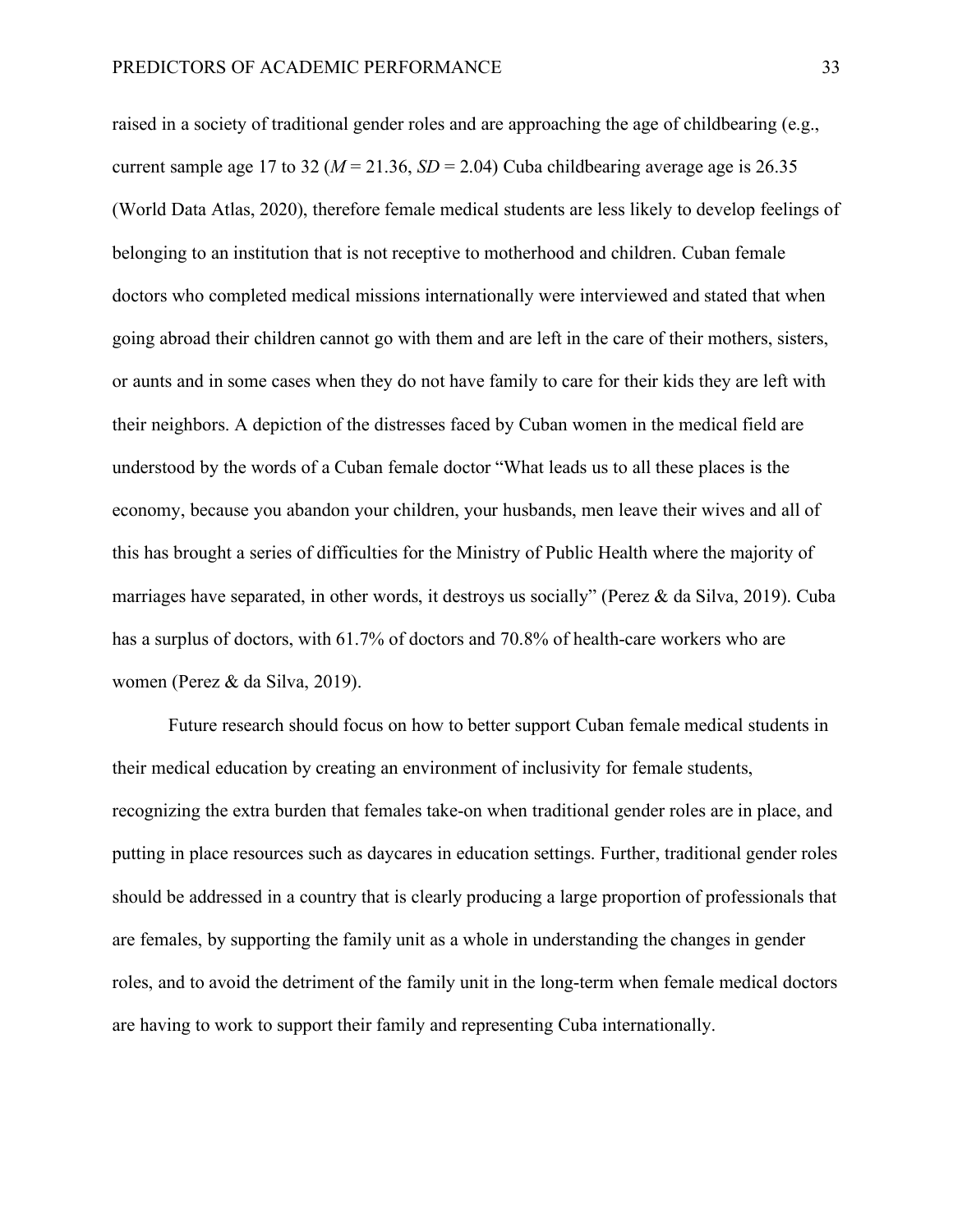raised in a society of traditional gender roles and are approaching the age of childbearing (e.g., current sample age 17 to 32 ($M$ = 21.36, $SD$ = 2.04) Cuba childbearing average age is 26.35 (World Data Atlas, 2020), therefore female medical students are less likely to develop feelings of belonging to an institution that is not receptive to motherhood and children. Cuban female doctors who completed medical missions internationally were interviewed and stated that when going abroad their children cannot go with them and are left in the care of their mothers, sisters, or aunts and in some cases when they do not have family to care for their kids they are left with their neighbors. A depiction of the distresses faced by Cuban women in the medical field are understood by the words of a Cuban female doctor "What leads us to all these places is the economy, because you abandon your children, your husbands, men leave their wives and all of this has brought a series of difficulties for the Ministry of Public Health where the majority of marriages have separated, in other words, it destroys us socially" (Perez & da Silva, 2019). Cuba has a surplus of doctors, with 61.7% of doctors and 70.8% of health-care workers who are women (Perez & da Silva, 2019).

Future research should focus on how to better support Cuban female medical students in their medical education by creating an environment of inclusivity for female students, recognizing the extra burden that females take-on when traditional gender roles are in place, and putting in place resources such as daycares in education settings. Further, traditional gender roles should be addressed in a country that is clearly producing a large proportion of professionals that are females, by supporting the family unit as a whole in understanding the changes in gender roles, and to avoid the detriment of the family unit in the long-term when female medical doctors are having to work to support their family and representing Cuba internationally.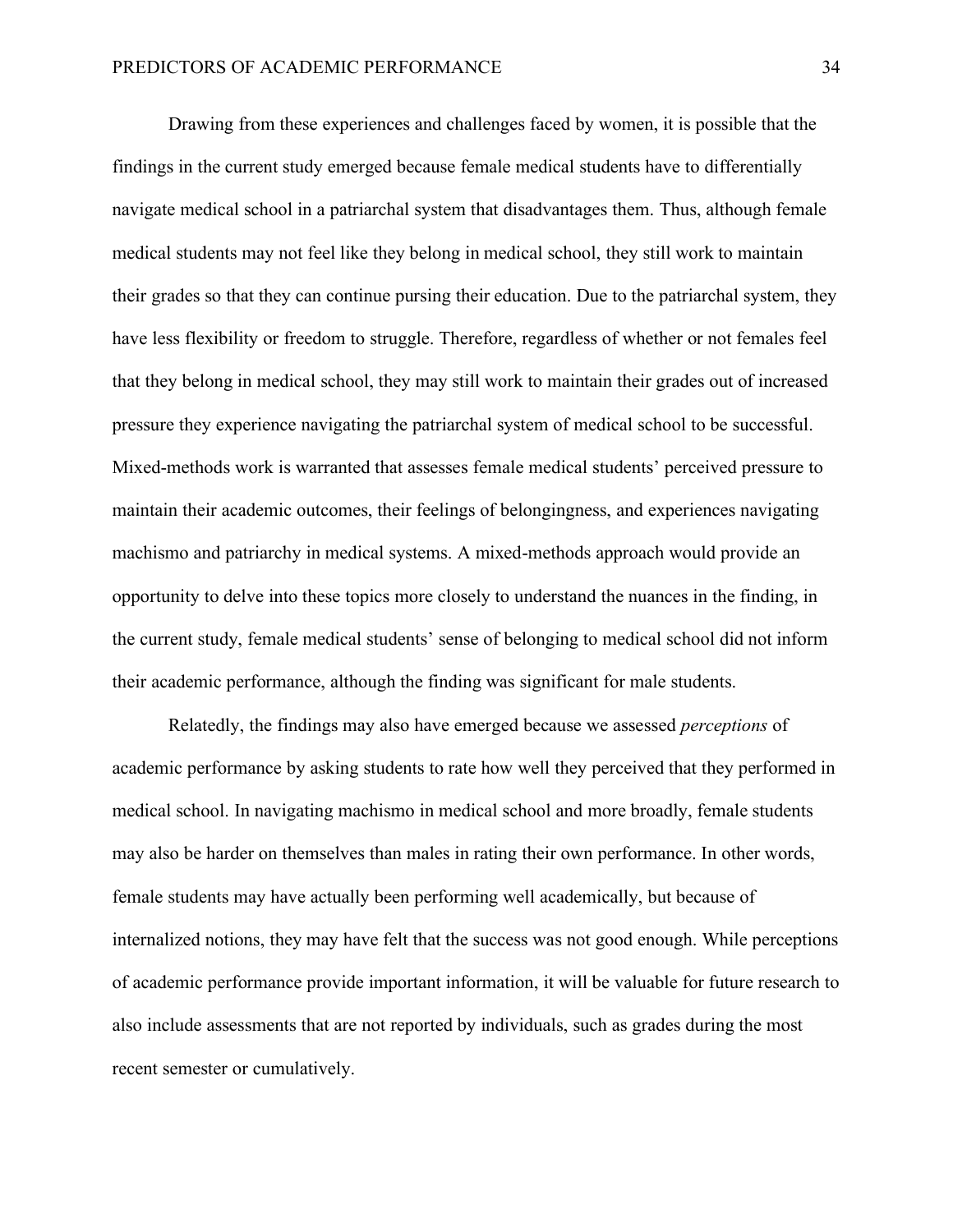Drawing from these experiences and challenges faced by women, it is possible that the findings in the current study emerged because female medical students have to differentially navigate medical school in a patriarchal system that disadvantages them. Thus, although female medical students may not feel like they belong in medical school, they still work to maintain their grades so that they can continue pursing their education. Due to the patriarchal system, they have less flexibility or freedom to struggle. Therefore, regardless of whether or not females feel that they belong in medical school, they may still work to maintain their grades out of increased pressure they experience navigating the patriarchal system of medical school to be successful. Mixed-methods work is warranted that assesses female medical students' perceived pressure to maintain their academic outcomes, their feelings of belongingness, and experiences navigating machismo and patriarchy in medical systems. A mixed-methods approach would provide an opportunity to delve into these topics more closely to understand the nuances in the finding, in the current study, female medical students' sense of belonging to medical school did not inform their academic performance, although the finding was significant for male students.

Relatedly, the findings may also have emerged because we assessed *perceptions* of academic performance by asking students to rate how well they perceived that they performed in medical school. In navigating machismo in medical school and more broadly, female students may also be harder on themselves than males in rating their own performance. In other words, female students may have actually been performing well academically, but because of internalized notions, they may have felt that the success was not good enough. While perceptions of academic performance provide important information, it will be valuable for future research to also include assessments that are not reported by individuals, such as grades during the most recent semester or cumulatively.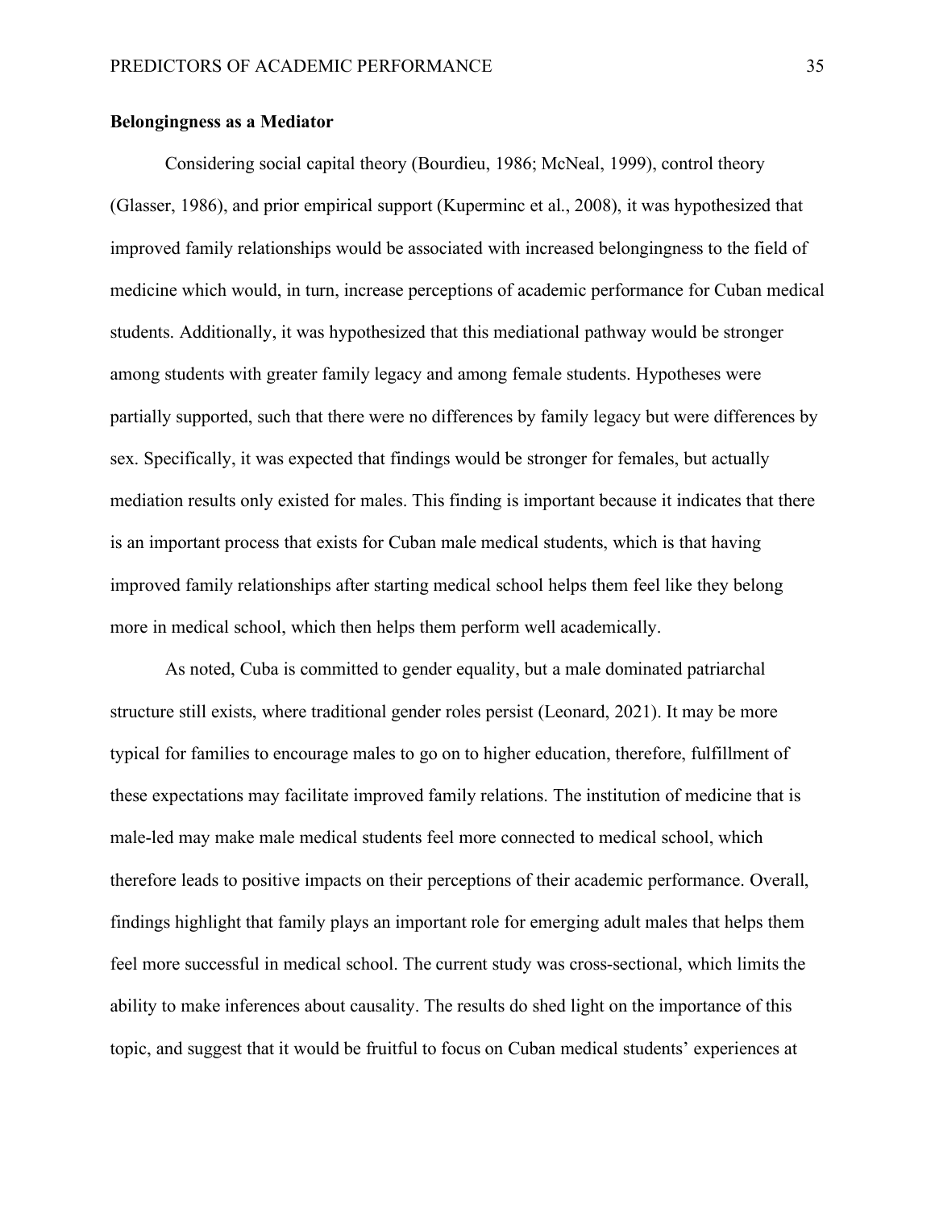**Belongingness as a Mediator**

Considering social capital theory (Bourdieu, 1986; McNeal, 1999), control theory (Glasser, 1986), and prior empirical support (Kuperminc et al., 2008), it was hypothesized that improved family relationships would be associated with increased belongingness to the field of medicine which would, in turn, increase perceptions of academic performance for Cuban medical students. Additionally, it was hypothesized that this mediational pathway would be stronger among students with greater family legacy and among female students. Hypotheses were partially supported, such that there were no differences by family legacy but were differences by sex. Specifically, it was expected that findings would be stronger for females, but actually mediation results only existed for males. This finding is important because it indicates that there is an important process that exists for Cuban male medical students, which is that having improved family relationships after starting medical school helps them feel like they belong more in medical school, which then helps them perform well academically.

As noted, Cuba is committed to gender equality, but a male dominated patriarchal structure still exists, where traditional gender roles persist (Leonard, 2021). It may be more typical for families to encourage males to go on to higher education, therefore, fulfillment of these expectations may facilitate improved family relations. The institution of medicine that is male-led may make male medical students feel more connected to medical school, which therefore leads to positive impacts on their perceptions of their academic performance. Overall, findings highlight that family plays an important role for emerging adult males that helps them feel more successful in medical school. The current study was cross-sectional, which limits the ability to make inferences about causality. The results do shed light on the importance of this topic, and suggest that it would be fruitful to focus on Cuban medical students' experiences at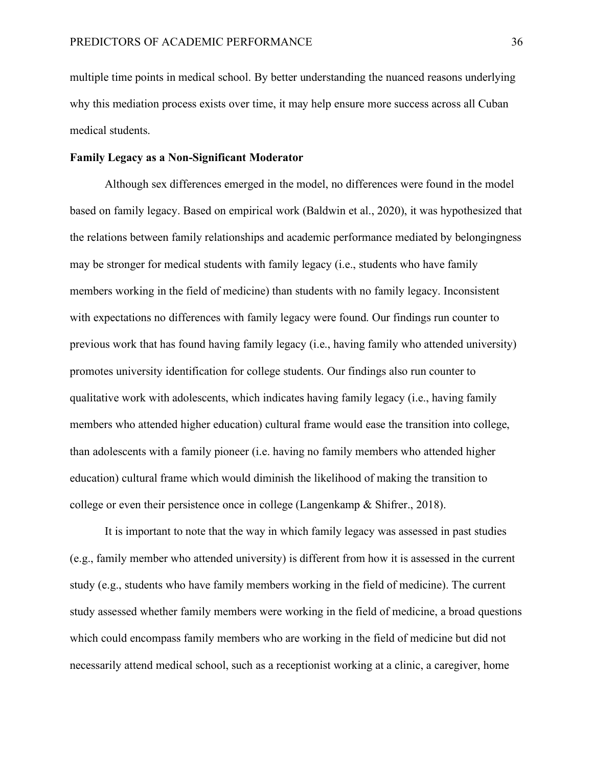multiple time points in medical school. By better understanding the nuanced reasons underlying why this mediation process exists over time, it may help ensure more success across all Cuban medical students.

### Family Legacy as a Non-Significant Moderator

Although sex differences emerged in the model, no differences were found in the model based on family legacy. Based on empirical work (Baldwin et al., 2020), it was hypothesized that the relations between family relationships and academic performance mediated by belongingness may be stronger for medical students with family legacy (i.e., students who have family members working in the field of medicine) than students with no family legacy. Inconsistent with expectations no differences with family legacy were found. Our findings run counter to previous work that has found having family legacy (i.e., having family who attended university) promotes university identification for college students. Our findings also run counter to qualitative work with adolescents, which indicates having family legacy (i.e., having family members who attended higher education) cultural frame would ease the transition into college, than adolescents with a family pioneer (i.e. having no family members who attended higher education) cultural frame which would diminish the likelihood of making the transition to college or even their persistence once in college (Langenkamp & Shifrer., 2018).

It is important to note that the way in which family legacy was assessed in past studies (e.g., family member who attended university) is different from how it is assessed in the current study (e.g., students who have family members working in the field of medicine). The current study assessed whether family members were working in the field of medicine, a broad questions which could encompass family members who are working in the field of medicine but did not necessarily attend medical school, such as a receptionist working at a clinic, a caregiver, home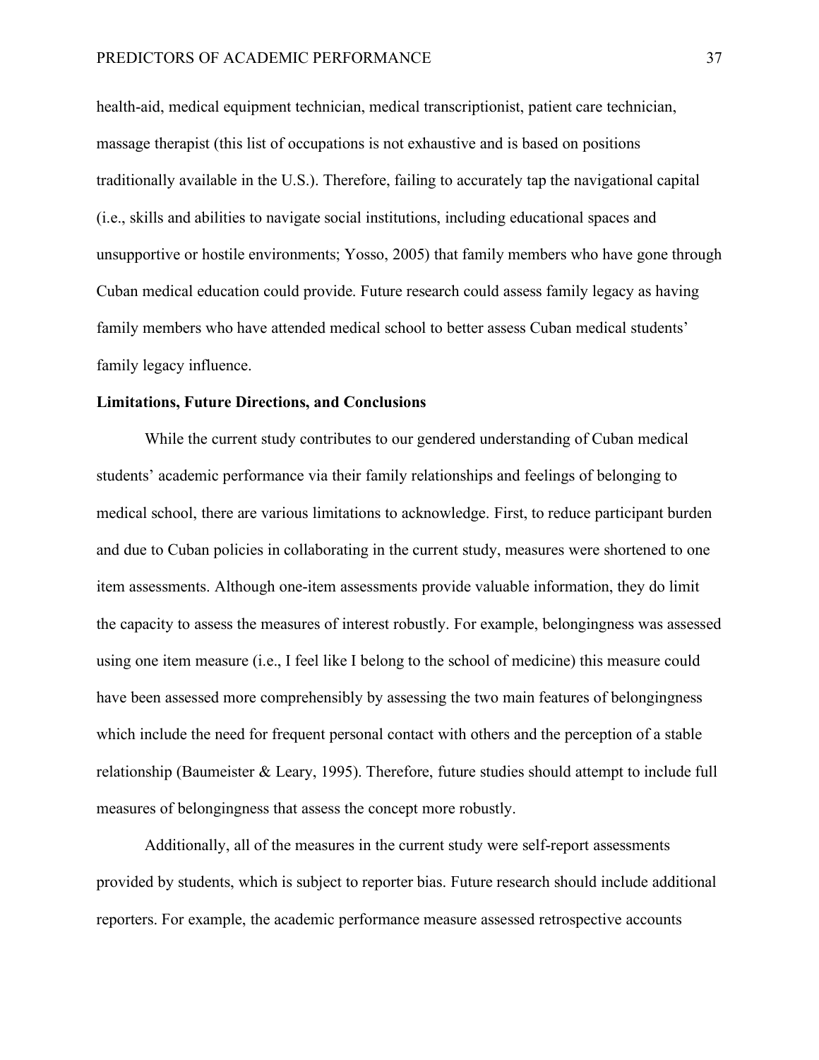health-aid, medical equipment technician, medical transcriptionist, patient care technician, massage therapist (this list of occupations is not exhaustive and is based on positions traditionally available in the U.S.). Therefore, failing to accurately tap the navigational capital (i.e., skills and abilities to navigate social institutions, including educational spaces and unsupportive or hostile environments; Yosso, 2005) that family members who have gone through Cuban medical education could provide. Future research could assess family legacy as having family members who have attended medical school to better assess Cuban medical students' family legacy influence.

**Limitations, Future Directions, and Conclusions**

While the current study contributes to our gendered understanding of Cuban medical students' academic performance via their family relationships and feelings of belonging to medical school, there are various limitations to acknowledge. First, to reduce participant burden and due to Cuban policies in collaborating in the current study, measures were shortened to one item assessments. Although one-item assessments provide valuable information, they do limit the capacity to assess the measures of interest robustly. For example, belongingness was assessed using one item measure (i.e., I feel like I belong to the school of medicine) this measure could have been assessed more comprehensibly by assessing the two main features of belongingness which include the need for frequent personal contact with others and the perception of a stable relationship (Baumeister & Leary, 1995). Therefore, future studies should attempt to include full measures of belongingness that assess the concept more robustly.

Additionally, all of the measures in the current study were self-report assessments provided by students, which is subject to reporter bias. Future research should include additional reporters. For example, the academic performance measure assessed retrospective accounts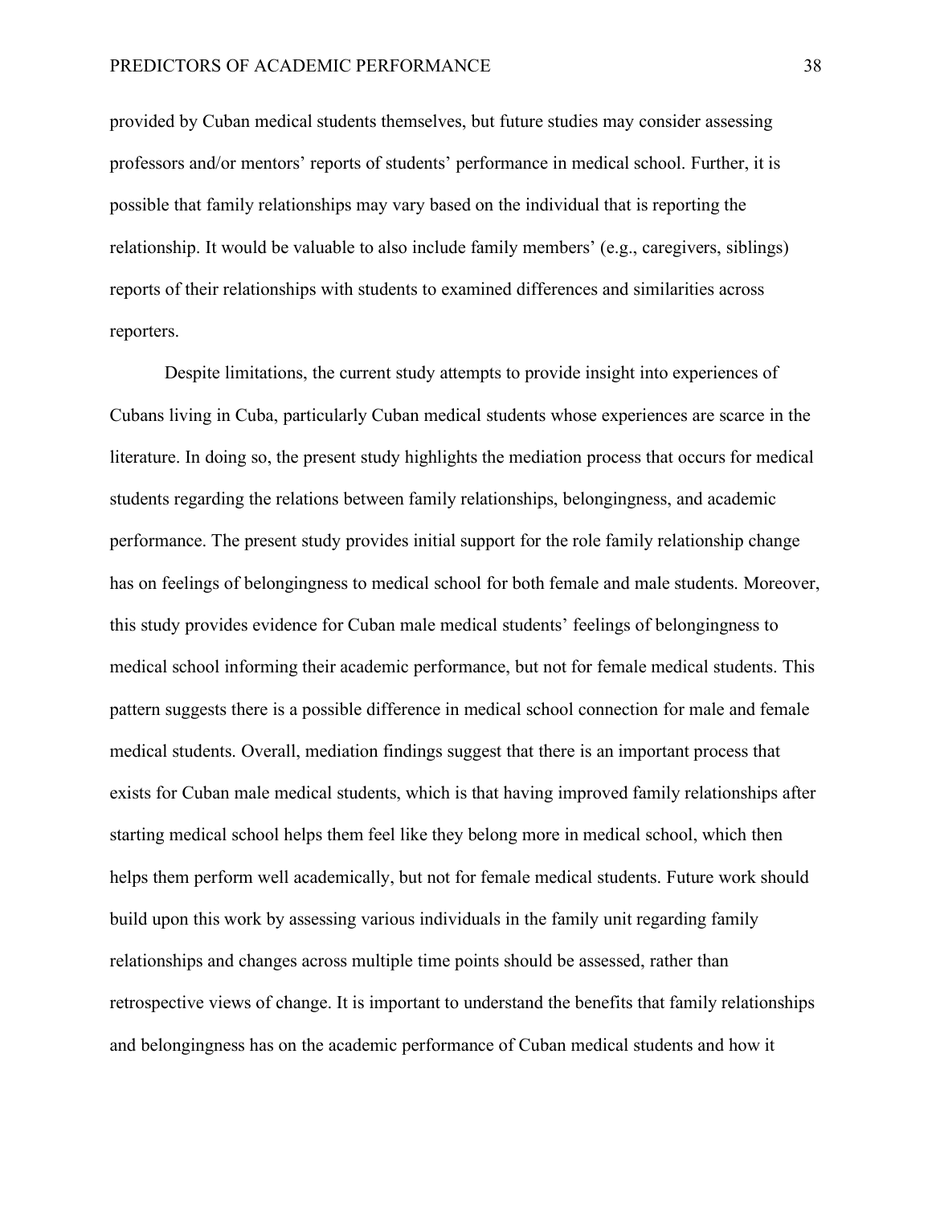provided by Cuban medical students themselves, but future studies may consider assessing professors and/or mentors' reports of students' performance in medical school. Further, it is possible that family relationships may vary based on the individual that is reporting the relationship. It would be valuable to also include family members' (e.g., caregivers, siblings) reports of their relationships with students to examined differences and similarities across reporters.

Despite limitations, the current study attempts to provide insight into experiences of Cubans living in Cuba, particularly Cuban medical students whose experiences are scarce in the literature. In doing so, the present study highlights the mediation process that occurs for medical students regarding the relations between family relationships, belongingness, and academic performance. The present study provides initial support for the role family relationship change has on feelings of belongingness to medical school for both female and male students. Moreover, this study provides evidence for Cuban male medical students' feelings of belongingness to medical school informing their academic performance, but not for female medical students. This pattern suggests there is a possible difference in medical school connection for male and female medical students. Overall, mediation findings suggest that there is an important process that exists for Cuban male medical students, which is that having improved family relationships after starting medical school helps them feel like they belong more in medical school, which then helps them perform well academically, but not for female medical students. Future work should build upon this work by assessing various individuals in the family unit regarding family relationships and changes across multiple time points should be assessed, rather than retrospective views of change. It is important to understand the benefits that family relationships and belongingness has on the academic performance of Cuban medical students and how it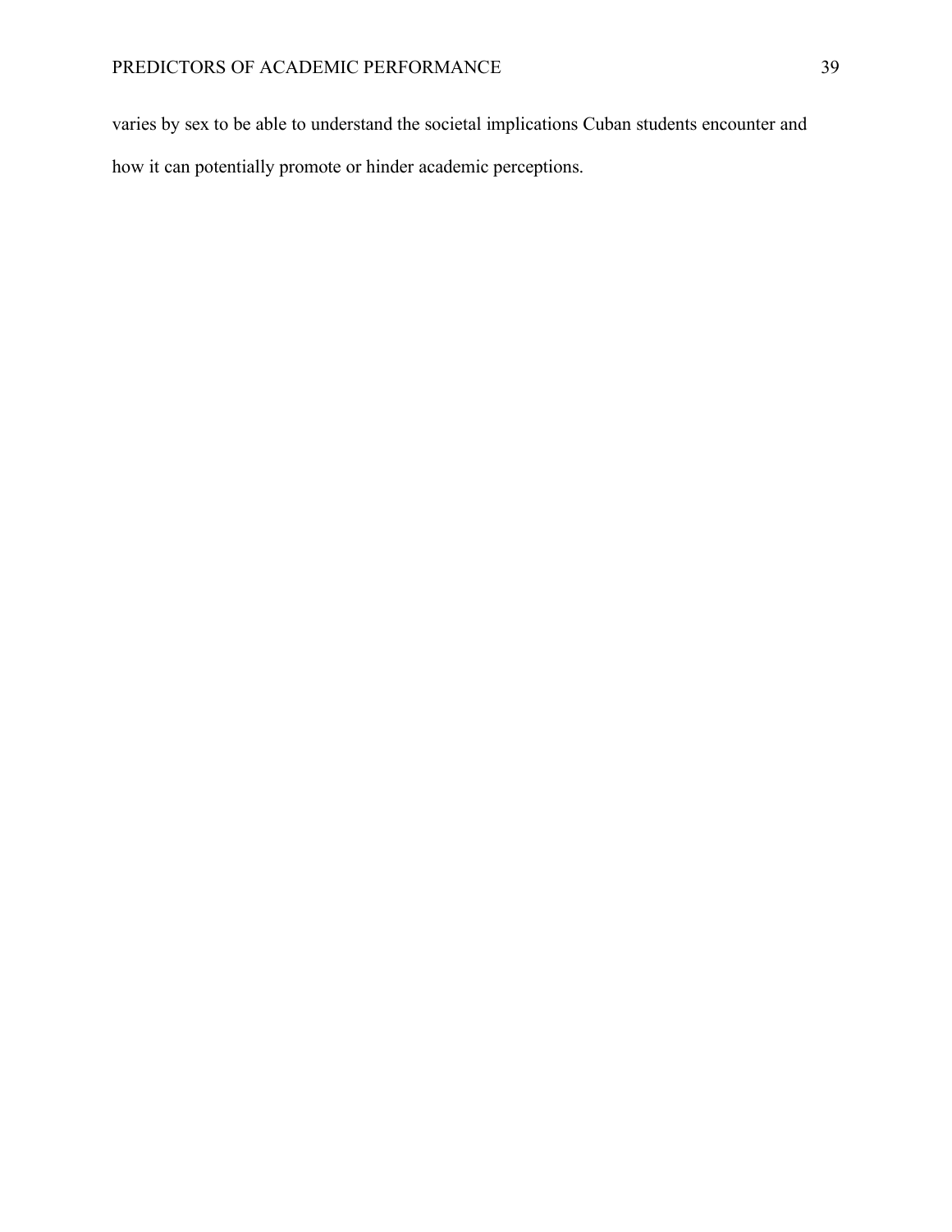varies by sex to be able to understand the societal implications Cuban students encounter and how it can potentially promote or hinder academic perceptions.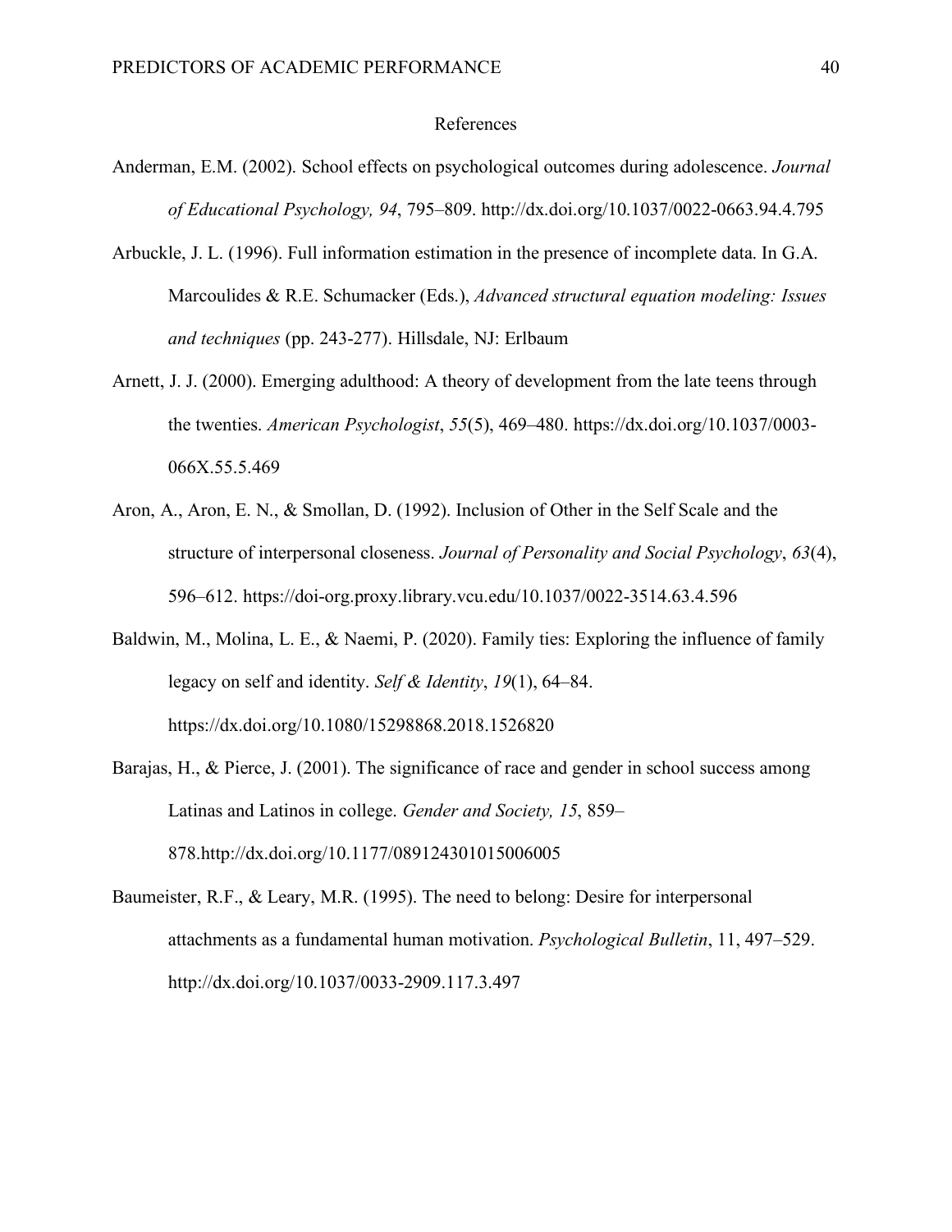# References

Anderman, E.M. (2002). School effects on psychological outcomes during adolescence. *Journal of Educational Psychology, 94*, 795–809. http://dx.doi.org/10.1037/0022-0663.94.4.795

Arbuckle, J. L. (1996). Full information estimation in the presence of incomplete data. In G.A. Marcoulides & R.E. Schumacker (Eds.), *Advanced structural equation modeling: Issues and techniques* (pp. 243-277). Hillsdale, NJ: Erlbaum

Arnett, J. J. (2000). Emerging adulthood: A theory of development from the late teens through the twenties. *American Psychologist*, *55*(5), 469–480. https://dx.doi.org/10.1037/0003-066X.55.5.469

Aron, A., Aron, E. N., & Smollan, D. (1992). Inclusion of Other in the Self Scale and the structure of interpersonal closeness. *Journal of Personality and Social Psychology*, *63*(4), 596–612. https://doi-org.proxy.library.vcu.edu/10.1037/0022-3514.63.4.596

Baldwin, M., Molina, L. E., & Naemi, P. (2020). Family ties: Exploring the influence of family legacy on self and identity. *Self & Identity*, *19*(1), 64–84. https://dx.doi.org/10.1080/15298868.2018.1526820

Barajas, H., & Pierce, J. (2001). The significance of race and gender in school success among Latinas and Latinos in college. *Gender and Society, 15*, 859–878.http://dx.doi.org/10.1177/089124301015006005

Baumeister, R.F., & Leary, M.R. (1995). The need to belong: Desire for interpersonal attachments as a fundamental human motivation. *Psychological Bulletin*, 11, 497–529. http://dx.doi.org/10.1037/0033-2909.117.3.497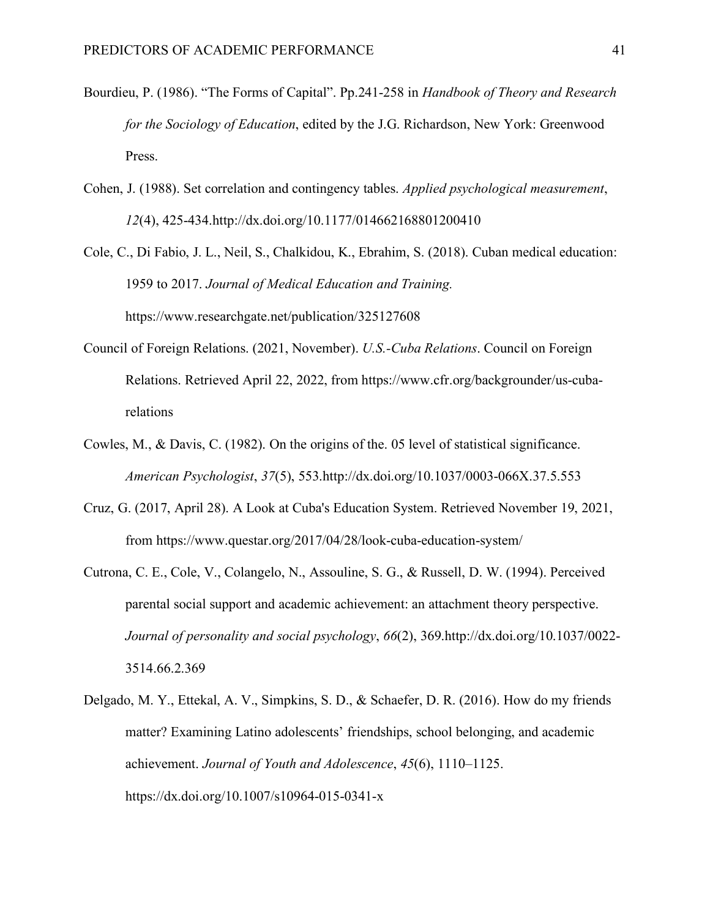Bourdieu, P. (1986). “The Forms of Capital”. Pp.241-258 in *Handbook of Theory and Research for the Sociology of Education*, edited by the J.G. Richardson, New York: Greenwood Press.

Cohen, J. (1988). Set correlation and contingency tables. *Applied psychological measurement*, *12*(4), 425-434.http://dx.doi.org/10.1177/014662168801200410

Cole, C., Di Fabio, J. L., Neil, S., Chalkidou, K., Ebrahim, S. (2018). Cuban medical education: 1959 to 2017. *Journal of Medical Education and Training.* https://www.researchgate.net/publication/325127608

Council of Foreign Relations. (2021, November). *U.S.-Cuba Relations*. Council on Foreign Relations. Retrieved April 22, 2022, from https://www.cfr.org/backgrounder/us-cuba-relations

Cowles, M., & Davis, C. (1982). On the origins of the. 05 level of statistical significance. *American Psychologist*, *37*(5), 553.http://dx.doi.org/10.1037/0003-066X.37.5.553

Cruz, G. (2017, April 28). A Look at Cuba's Education System. Retrieved November 19, 2021, from https://www.questar.org/2017/04/28/look-cuba-education-system/

Cutrona, C. E., Cole, V., Colangelo, N., Assouline, S. G., & Russell, D. W. (1994). Perceived parental social support and academic achievement: an attachment theory perspective. *Journal of personality and social psychology*, *66*(2), 369.http://dx.doi.org/10.1037/0022-3514.66.2.369

Delgado, M. Y., Ettekal, A. V., Simpkins, S. D., & Schaefer, D. R. (2016). How do my friends matter? Examining Latino adolescents’ friendships, school belonging, and academic achievement. *Journal of Youth and Adolescence*, *45*(6), 1110–1125. https://dx.doi.org/10.1007/s10964-015-0341-x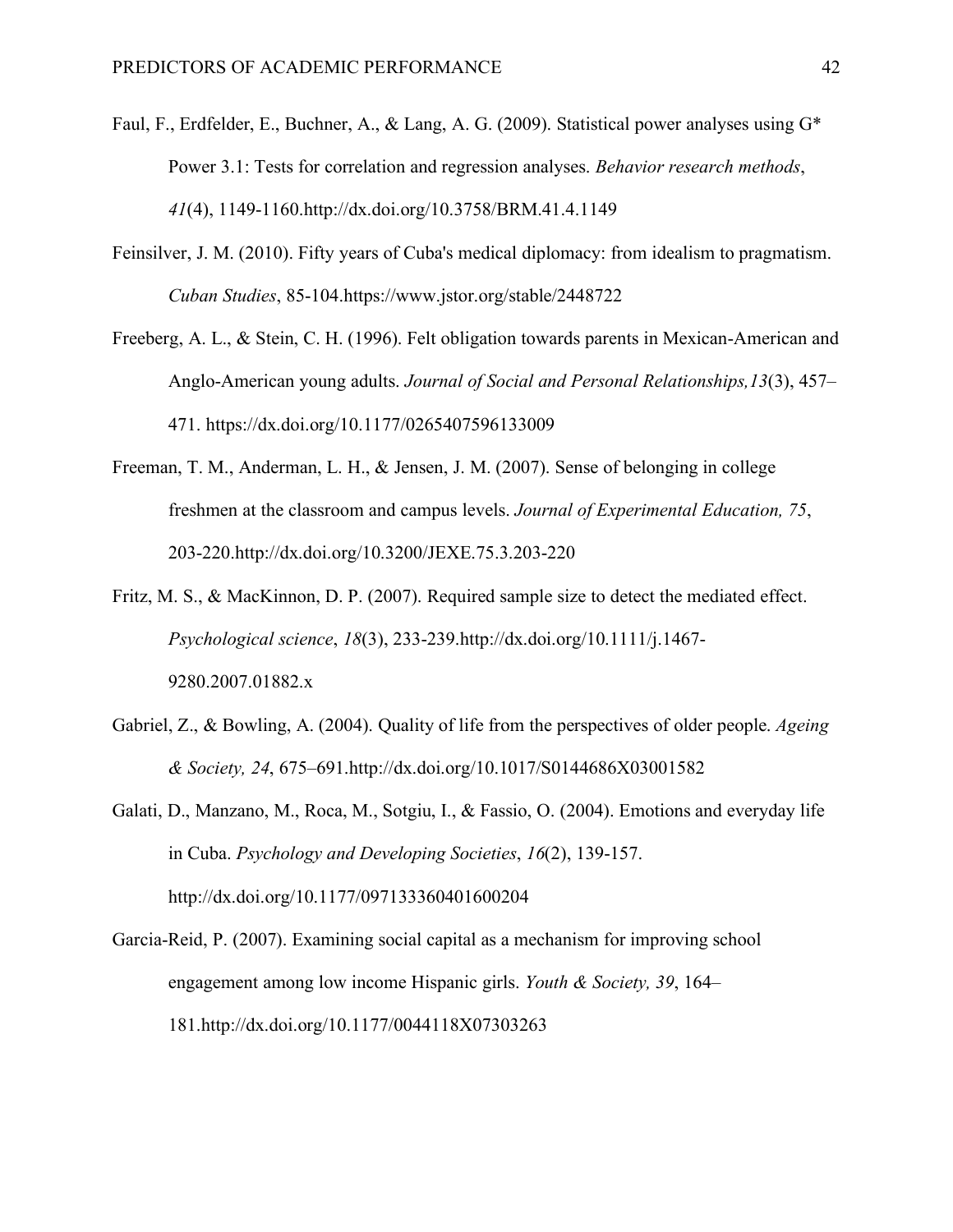Faul, F., Erdfelder, E., Buchner, A., & Lang, A. G. (2009). Statistical power analyses using G* Power 3.1: Tests for correlation and regression analyses. *Behavior research methods*, *41*(4), 1149-1160.http://dx.doi.org/10.3758/BRM.41.4.1149

Feinsilver, J. M. (2010). Fifty years of Cuba's medical diplomacy: from idealism to pragmatism. *Cuban Studies*, 85-104.https://www.jstor.org/stable/2448722

Freeberg, A. L., & Stein, C. H. (1996). Felt obligation towards parents in Mexican-American and Anglo-American young adults. *Journal of Social and Personal Relationships,13*(3), 457–471. https://dx.doi.org/10.1177/0265407596133009

Freeman, T. M., Anderman, L. H., & Jensen, J. M. (2007). Sense of belonging in college freshmen at the classroom and campus levels. *Journal of Experimental Education, 75*, 203-220.http://dx.doi.org/10.3200/JEXE.75.3.203-220

Fritz, M. S., & MacKinnon, D. P. (2007). Required sample size to detect the mediated effect. *Psychological science*, *18*(3), 233-239.http://dx.doi.org/10.1111/j.1467-9280.2007.01882.x

Gabriel, Z., & Bowling, A. (2004). Quality of life from the perspectives of older people. *Ageing & Society, 24*, 675–691.http://dx.doi.org/10.1017/S0144686X03001582

Galati, D., Manzano, M., Roca, M., Sotgiu, I., & Fassio, O. (2004). Emotions and everyday life in Cuba. *Psychology and Developing Societies*, *16*(2), 139-157. http://dx.doi.org/10.1177/097133360401600204

Garcia-Reid, P. (2007). Examining social capital as a mechanism for improving school engagement among low income Hispanic girls. *Youth & Society, 39*, 164–181.http://dx.doi.org/10.1177/0044118X07303263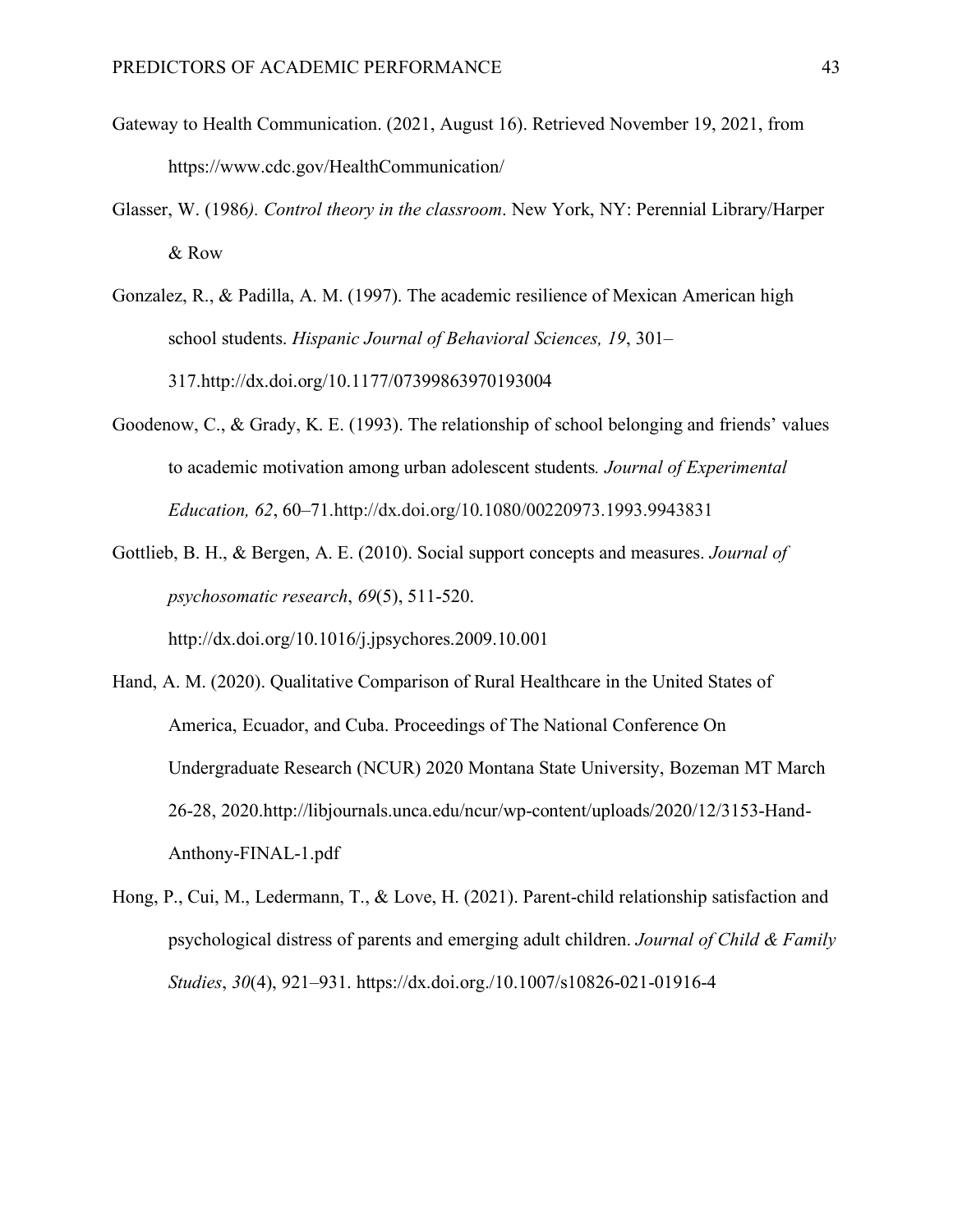Gateway to Health Communication. (2021, August 16). Retrieved November 19, 2021, from https://www.cdc.gov/HealthCommunication/

Glasser, W. (1986*). Control theory in the classroom*. New York, NY: Perennial Library/Harper & Row

Gonzalez, R., & Padilla, A. M. (1997). The academic resilience of Mexican American high school students. *Hispanic Journal of Behavioral Sciences, 19*, 301–317.http://dx.doi.org/10.1177/07399863970193004

Goodenow, C., & Grady, K. E. (1993). The relationship of school belonging and friends' values to academic motivation among urban adolescent students*. Journal of Experimental Education, 62*, 60–71.http://dx.doi.org/10.1080/00220973.1993.9943831

Gottlieb, B. H., & Bergen, A. E. (2010). Social support concepts and measures. *Journal of psychosomatic research*, *69*(5), 511-520. http://dx.doi.org/10.1016/j.jpsychores.2009.10.001

Hand, A. M. (2020). Qualitative Comparison of Rural Healthcare in the United States of America, Ecuador, and Cuba. Proceedings of The National Conference On Undergraduate Research (NCUR) 2020 Montana State University, Bozeman MT March 26-28, 2020.http://libjournals.unca.edu/ncur/wp-content/uploads/2020/12/3153-Hand-Anthony-FINAL-1.pdf

Hong, P., Cui, M., Ledermann, T., & Love, H. (2021). Parent-child relationship satisfaction and psychological distress of parents and emerging adult children. *Journal of Child & Family Studies*, *30*(4), 921–931. https://dx.doi.org./10.1007/s10826-021-01916-4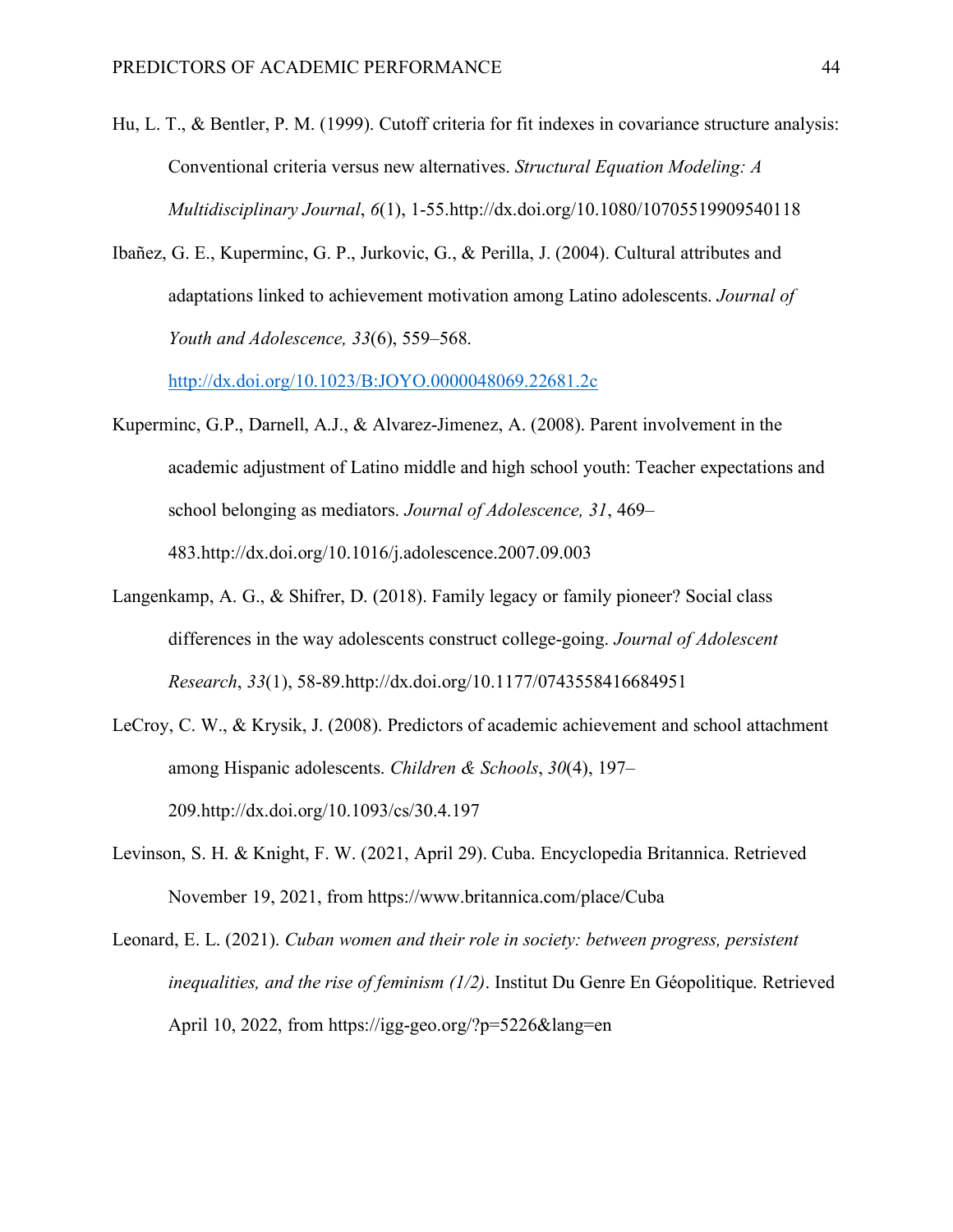Hu, L. T., & Bentler, P. M. (1999). Cutoff criteria for fit indexes in covariance structure analysis: Conventional criteria versus new alternatives. *Structural Equation Modeling: A Multidisciplinary Journal*, *6*(1), 1-55.http://dx.doi.org/10.1080/10705519909540118

Ibañez, G. E., Kuperminc, G. P., Jurkovic, G., & Perilla, J. (2004). Cultural attributes and adaptations linked to achievement motivation among Latino adolescents. *Journal of Youth and Adolescence, 33*(6), 559–568. http://dx.doi.org/10.1023/B:JOYO.0000048069.22681.2c

Kuperminc, G.P., Darnell, A.J., & Alvarez-Jimenez, A. (2008). Parent involvement in the academic adjustment of Latino middle and high school youth: Teacher expectations and school belonging as mediators. *Journal of Adolescence, 31*, 469–483.http://dx.doi.org/10.1016/j.adolescence.2007.09.003

Langenkamp, A. G., & Shifrer, D. (2018). Family legacy or family pioneer? Social class differences in the way adolescents construct college-going. *Journal of Adolescent Research*, *33*(1), 58-89.http://dx.doi.org/10.1177/0743558416684951

LeCroy, C. W., & Krysik, J. (2008). Predictors of academic achievement and school attachment among Hispanic adolescents. *Children & Schools*, *30*(4), 197–209.http://dx.doi.org/10.1093/cs/30.4.197

Levinson, S. H. & Knight, F. W. (2021, April 29). Cuba. Encyclopedia Britannica. Retrieved November 19, 2021, from https://www.britannica.com/place/Cuba

Leonard, E. L. (2021). *Cuban women and their role in society: between progress, persistent inequalities, and the rise of feminism (1/2)*. Institut Du Genre En Géopolitique. Retrieved April 10, 2022, from https://igg-geo.org/?p=5226&lang=en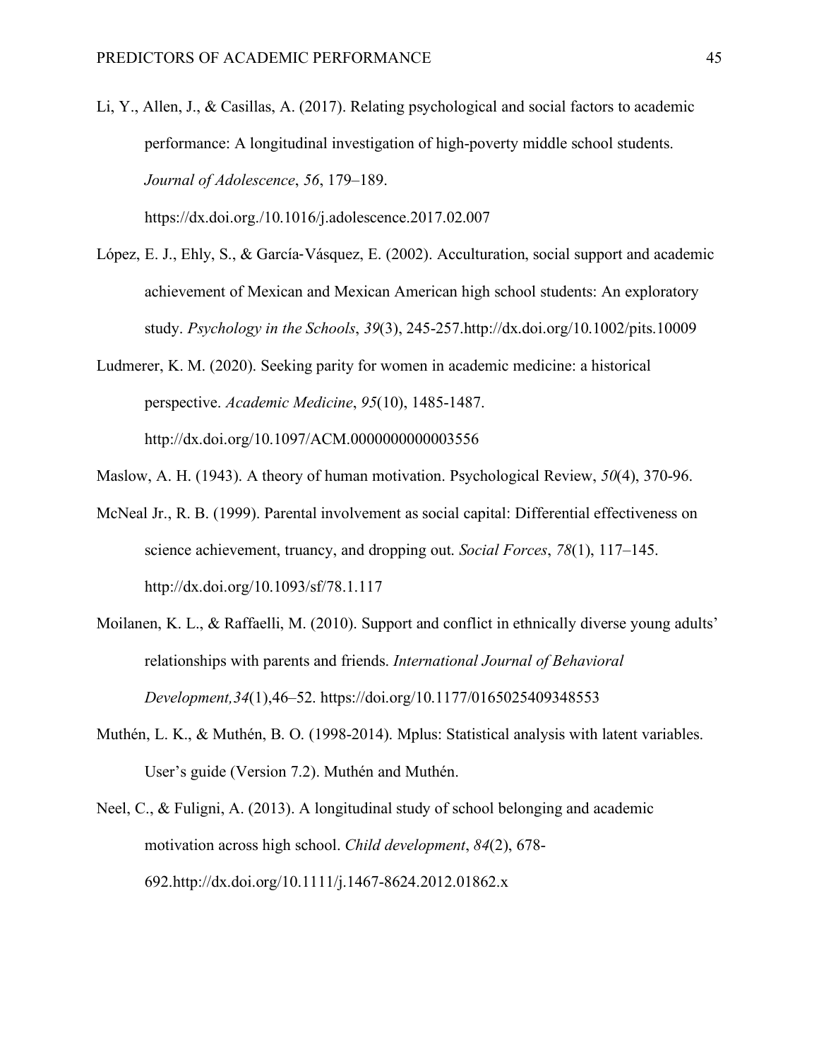Li, Y., Allen, J., & Casillas, A. (2017). Relating psychological and social factors to academic performance: A longitudinal investigation of high-poverty middle school students. *Journal of Adolescence*, *56*, 179–189. https://dx.doi.org./10.1016/j.adolescence.2017.02.007

López, E. J., Ehly, S., & García‐Vásquez, E. (2002). Acculturation, social support and academic achievement of Mexican and Mexican American high school students: An exploratory study. *Psychology in the Schools*, *39*(3), 245-257.http://dx.doi.org/10.1002/pits.10009

Ludmerer, K. M. (2020). Seeking parity for women in academic medicine: a historical perspective. *Academic Medicine*, *95*(10), 1485-1487. http://dx.doi.org/10.1097/ACM.0000000000003556

Maslow, A. H. (1943). A theory of human motivation. Psychological Review, *50*(4), 370-96.

McNeal Jr., R. B. (1999). Parental involvement as social capital: Differential effectiveness on science achievement, truancy, and dropping out. *Social Forces*, *78*(1), 117–145. http://dx.doi.org/10.1093/sf/78.1.117

Moilanen, K. L., & Raffaelli, M. (2010). Support and conflict in ethnically diverse young adults' relationships with parents and friends. *International Journal of Behavioral Development,34*(1),46–52. https://doi.org/10.1177/0165025409348553

Muthén, L. K., & Muthén, B. O. (1998-2014). Mplus: Statistical analysis with latent variables. User's guide (Version 7.2). Muthén and Muthén.

Neel, C., & Fuligni, A. (2013). A longitudinal study of school belonging and academic motivation across high school. *Child development*, *84*(2), 678-692.http://dx.doi.org/10.1111/j.1467-8624.2012.01862.x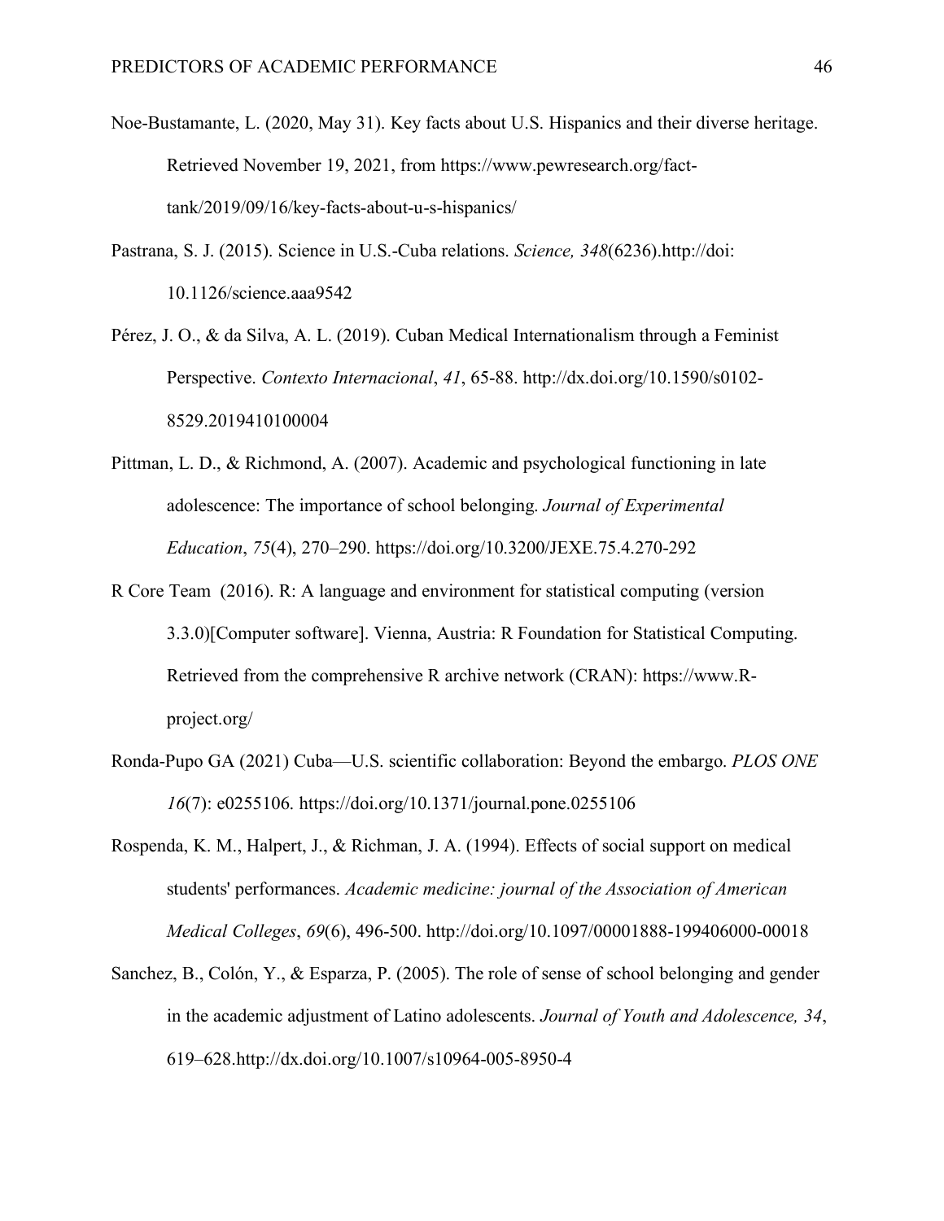Noe-Bustamante, L. (2020, May 31). Key facts about U.S. Hispanics and their diverse heritage. Retrieved November 19, 2021, from https://www.pewresearch.org/fact-tank/2019/09/16/key-facts-about-u-s-hispanics/

Pastrana, S. J. (2015). Science in U.S.-Cuba relations. *Science, 348*(6236).http://doi: 10.1126/science.aaa9542

Pérez, J. O., & da Silva, A. L. (2019). Cuban Medical Internationalism through a Feminist Perspective. *Contexto Internacional*, *41*, 65-88. http://dx.doi.org/10.1590/s0102-8529.2019410100004

Pittman, L. D., & Richmond, A. (2007). Academic and psychological functioning in late adolescence: The importance of school belonging. *Journal of Experimental Education*, *75*(4), 270–290. https://doi.org/10.3200/JEXE.75.4.270-292

R Core Team (2016). R: A language and environment for statistical computing (version 3.3.0)[Computer software]. Vienna, Austria: R Foundation for Statistical Computing. Retrieved from the comprehensive R archive network (CRAN): https://www.R-project.org/

Ronda-Pupo GA (2021) Cuba—U.S. scientific collaboration: Beyond the embargo. *PLOS ONE 16*(7): e0255106. https://doi.org/10.1371/journal.pone.0255106

Rospenda, K. M., Halpert, J., & Richman, J. A. (1994). Effects of social support on medical students' performances. *Academic medicine: journal of the Association of American Medical Colleges*, *69*(6), 496-500. http://doi.org/10.1097/00001888-199406000-00018

Sanchez, B., Colón, Y., & Esparza, P. (2005). The role of sense of school belonging and gender in the academic adjustment of Latino adolescents. *Journal of Youth and Adolescence, 34*, 619–628.http://dx.doi.org/10.1007/s10964-005-8950-4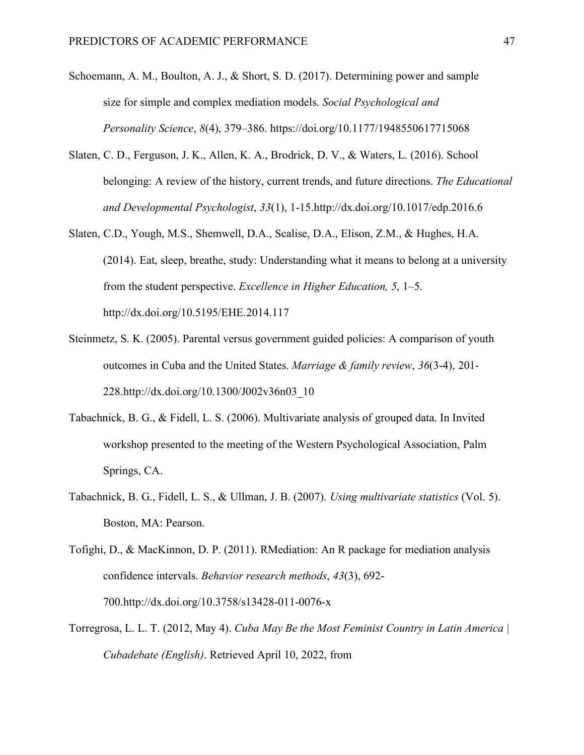Schoemann, A. M., Boulton, A. J., & Short, S. D. (2017). Determining power and sample size for simple and complex mediation models. *Social Psychological and Personality Science*, *8*(4), 379–386. https://doi.org/10.1177/1948550617715068

Slaten, C. D., Ferguson, J. K., Allen, K. A., Brodrick, D. V., & Waters, L. (2016). School belonging: A review of the history, current trends, and future directions. *The Educational and Developmental Psychologist*, *33*(1), 1-15.http://dx.doi.org/10.1017/edp.2016.6

Slaten, C.D., Yough, M.S., Shemwell, D.A., Scalise, D.A., Elison, Z.M., & Hughes, H.A. (2014). Eat, sleep, breathe, study: Understanding what it means to belong at a university from the student perspective. *Excellence in Higher Education, 5*, 1–5. http://dx.doi.org/10.5195/EHE.2014.117

Steinmetz, S. K. (2005). Parental versus government guided policies: A comparison of youth outcomes in Cuba and the United States. *Marriage & family review*, *36*(3-4), 201-228.http://dx.doi.org/10.1300/J002v36n03_10

Tabachnick, B. G., & Fidell, L. S. (2006). Multivariate analysis of grouped data. In Invited workshop presented to the meeting of the Western Psychological Association, Palm Springs, CA.

Tabachnick, B. G., Fidell, L. S., & Ullman, J. B. (2007). *Using multivariate statistics* (Vol. 5). Boston, MA: Pearson.

Tofighi, D., & MacKinnon, D. P. (2011). RMediation: An R package for mediation analysis confidence intervals. *Behavior research methods*, *43*(3), 692-700.http://dx.doi.org/10.3758/s13428-011-0076-x

Torregrosa, L. L. T. (2012, May 4). *Cuba May Be the Most Feminist Country in Latin America | Cubadebate (English)*. Retrieved April 10, 2022, from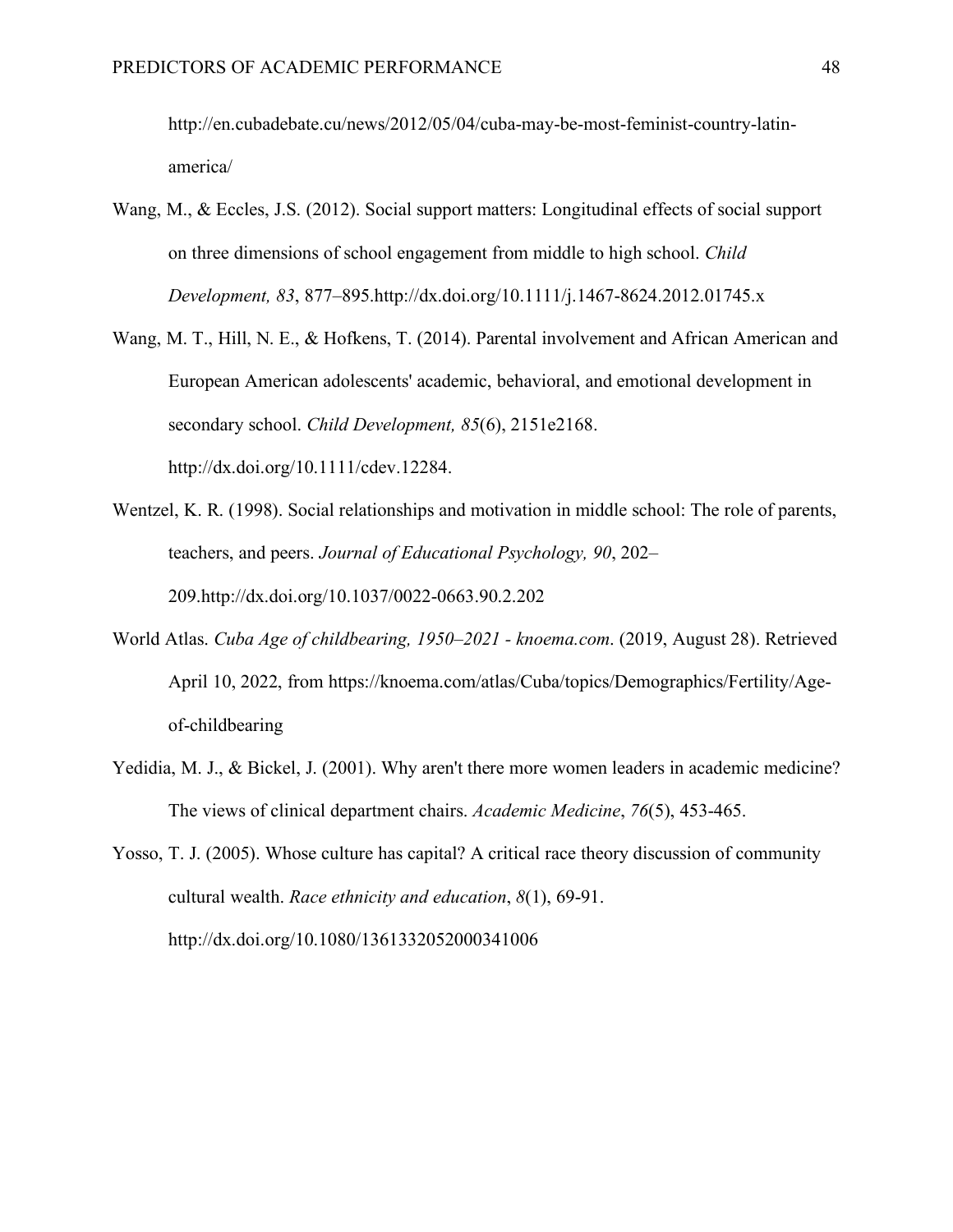http://en.cubadebate.cu/news/2012/05/04/cuba-may-be-most-feminist-country-latin-america/

Wang, M., & Eccles, J.S. (2012). Social support matters: Longitudinal effects of social support on three dimensions of school engagement from middle to high school. *Child Development, 83*, 877–895.http://dx.doi.org/10.1111/j.1467-8624.2012.01745.x

Wang, M. T., Hill, N. E., & Hofkens, T. (2014). Parental involvement and African American and European American adolescents' academic, behavioral, and emotional development in secondary school. *Child Development, 85*(6), 2151e2168. http://dx.doi.org/10.1111/cdev.12284.

Wentzel, K. R. (1998). Social relationships and motivation in middle school: The role of parents, teachers, and peers. *Journal of Educational Psychology, 90*, 202–209.http://dx.doi.org/10.1037/0022-0663.90.2.202

World Atlas. *Cuba Age of childbearing, 1950–2021 - knoema.com*. (2019, August 28). Retrieved April 10, 2022, from https://knoema.com/atlas/Cuba/topics/Demographics/Fertility/Age-of-childbearing

Yedidia, M. J., & Bickel, J. (2001). Why aren't there more women leaders in academic medicine? The views of clinical department chairs. *Academic Medicine*, *76*(5), 453-465.

Yosso, T. J. (2005). Whose culture has capital? A critical race theory discussion of community cultural wealth. *Race ethnicity and education*, *8*(1), 69-91. http://dx.doi.org/10.1080/1361332052000341006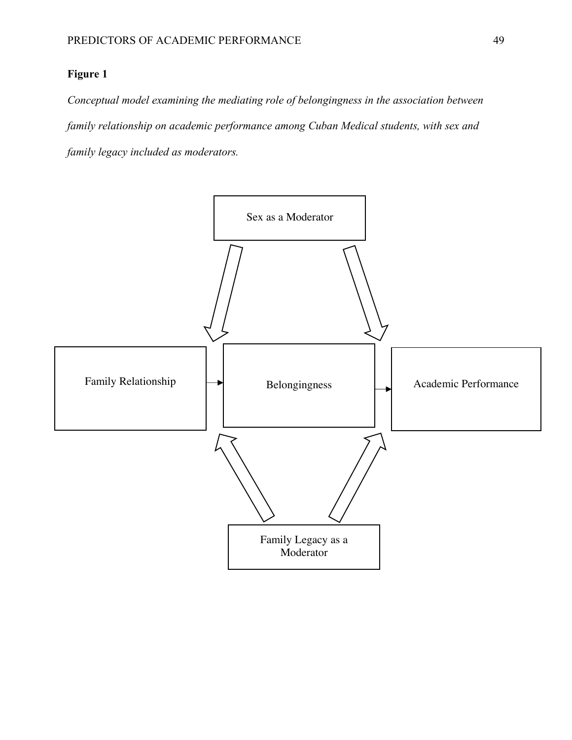**Figure 1**

*Conceptual model examining the mediating role of belongingness in the association between family relationship on academic performance among Cuban Medical students, with sex and family legacy included as moderators.*

Sex as a Moderator

Family Relationship

Belongingness

Academic Performance

Family Legacy as a Moderator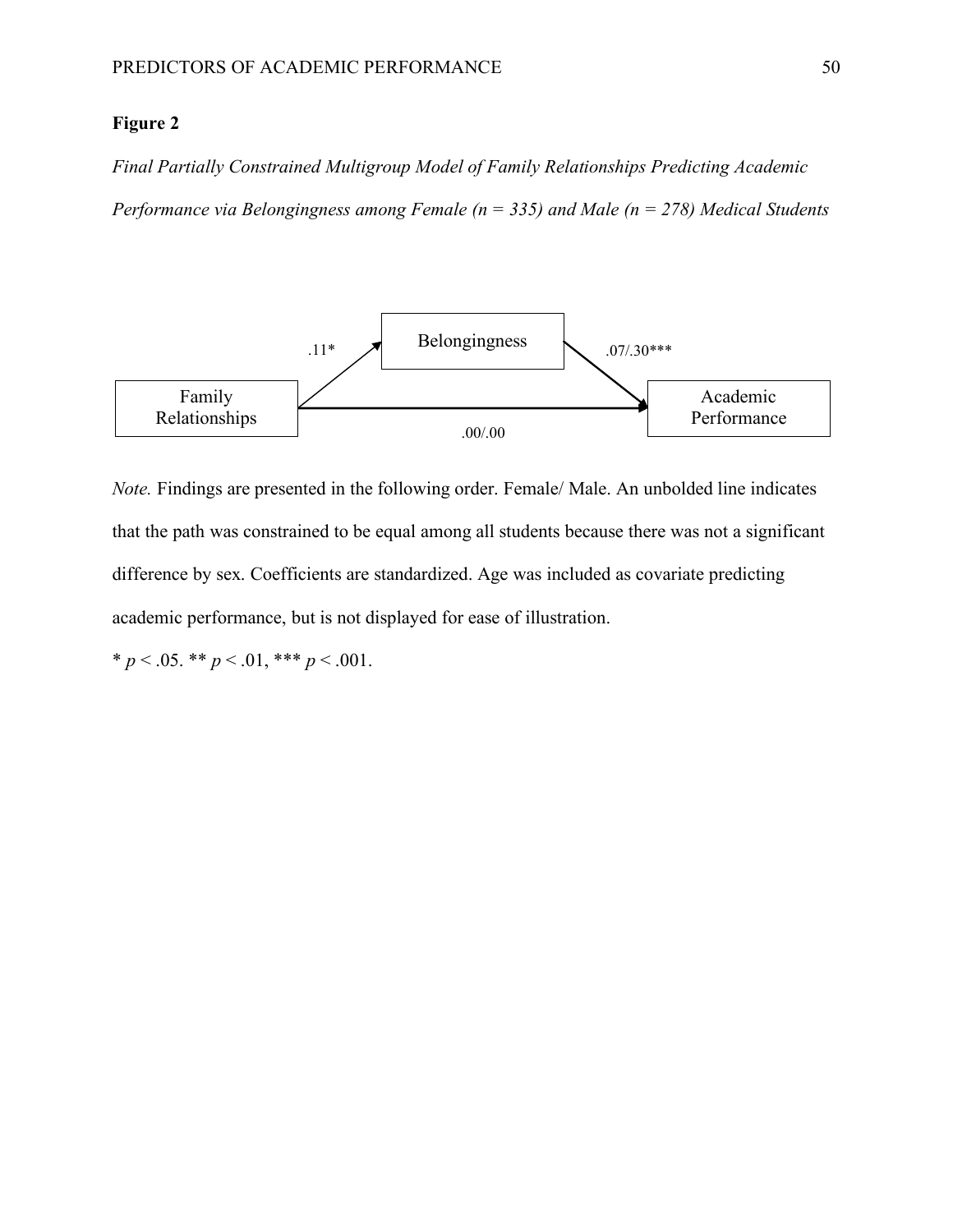**Figure 2**

*Final Partially Constrained Multigroup Model of Family Relationships Predicting Academic Performance via Belongingness among Female (n = 335) and Male (n = 278) Medical Students*

Belongingness

.11*

.07/.30***

Family Relationships

Academic Performance

.00/.00

*Note.* Findings are presented in the following order. Female/ Male. An unbolded line indicates that the path was constrained to be equal among all students because there was not a significant difference by sex. Coefficients are standardized. Age was included as covariate predicting academic performance, but is not displayed for ease of illustration.

* $p < .05$. ** $p < .01$, *** $p < .001$.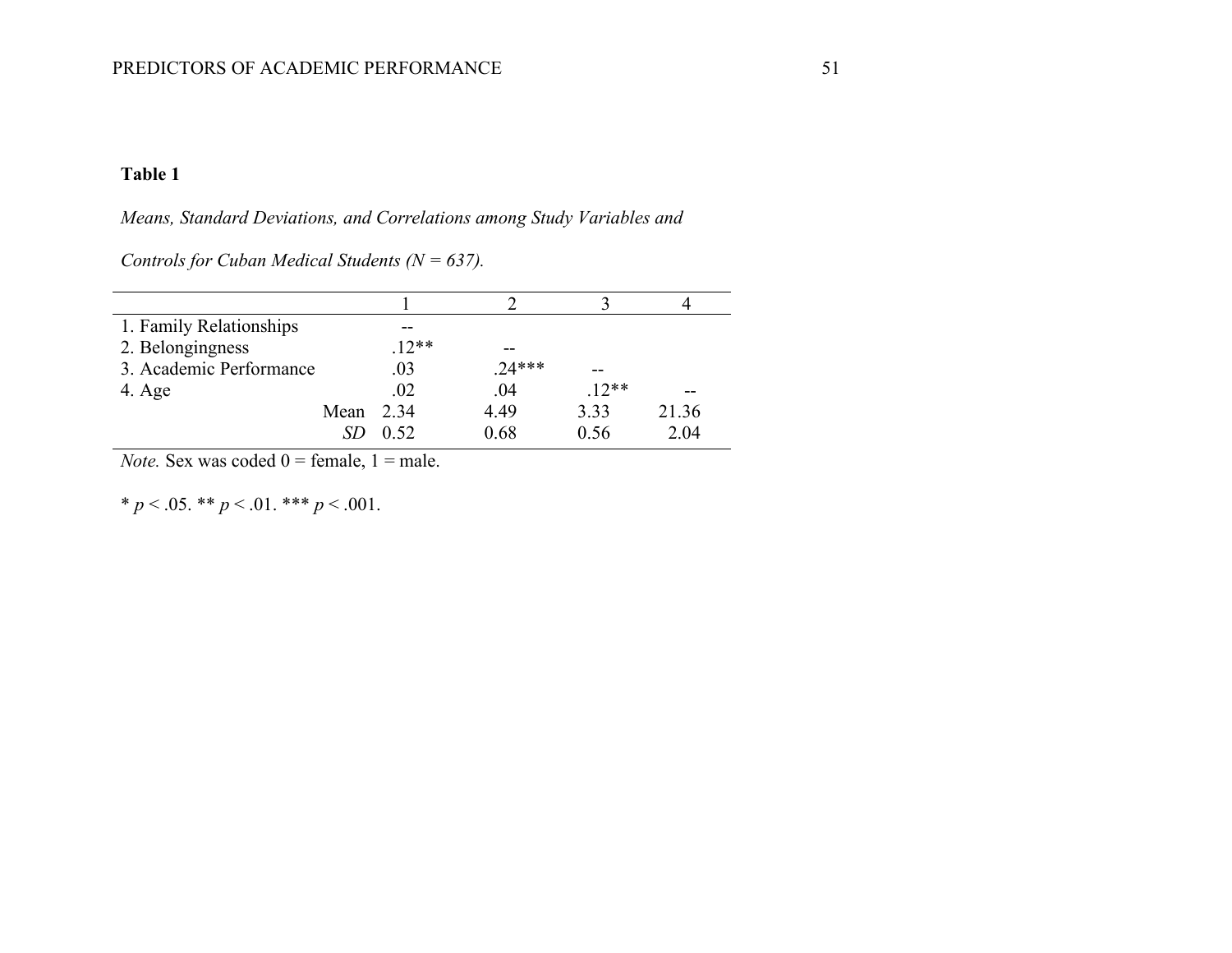**Table 1**

*Means, Standard Deviations, and Correlations among Study Variables and Controls for Cuban Medical Students (N = 637).*

| | 1 | 2 | 3 | 4 |
|---|---|---|---|---|
| 1. Family Relationships | -- | | | |
| 2. Belongingness | .12** | -- | | |
| 3. Academic Performance | .03 | .24*** | -- | |
| 4. Age | .02 | .04 | .12** | -- |
| Mean | 2.34 | 4.49 | 3.33 | 21.36 |
| *SD* | 0.52 | 0.68 | 0.56 | 2.04 |

*Note.* Sex was coded 0 = female, 1 = male.

* $p < .05$. ** $p < .01$. *** $p < .001$.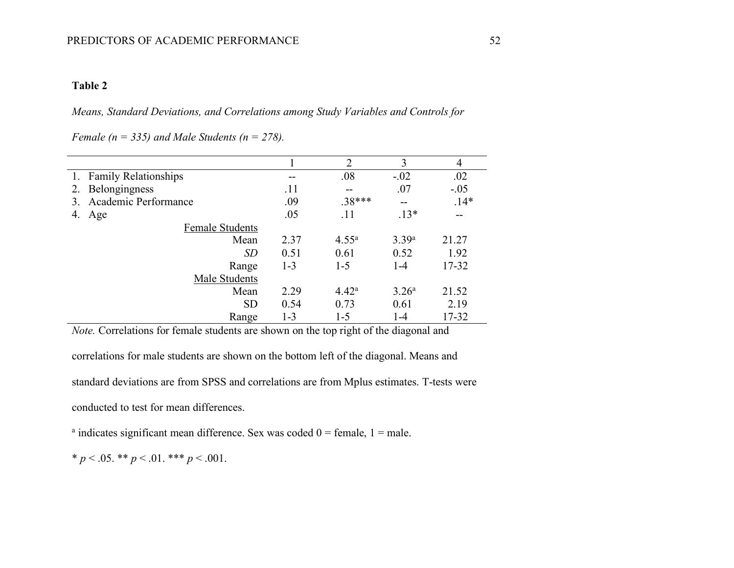**Table 2**

*Means, Standard Deviations, and Correlations among Study Variables and Controls for Female (n = 335) and Male Students (n = 278).*

| | 1 | 2 | 3 | 4 |
|---|---|---|---|---|
| 1. Family Relationships | -- | .08 | -.02 | .02 |
| 2. Belongingness | .11 | -- | .07 | -.05 |
| 3. Academic Performance | .09 | .38*** | -- | .14* |
| 4. Age | .05 | .11 | .13* | -- |
| Female Students | | | | |
| Mean | 2.37 | 4.55[a] | 3.39[a] | 21.27 |
| *SD* | 0.51 | 0.61 | 0.52 | 1.92 |
| Range | 1-3 | 1-5 | 1-4 | 17-32 |
| Male Students | | | | |
| Mean | 2.29 | 4.42[a] | 3.26[a] | 21.52 |
| SD | 0.54 | 0.73 | 0.61 | 2.19 |
| Range | 1-3 | 1-5 | 1-4 | 17-32 |

*Note.* Correlations for female students are shown on the top right of the diagonal and correlations for male students are shown on the bottom left of the diagonal. Means and standard deviations are from SPSS and correlations are from Mplus estimates. T-tests were conducted to test for mean differences.

[a] indicates significant mean difference. Sex was coded 0 = female, 1 = male.

* $p < .05$. ** $p < .01$. *** $p < .001$.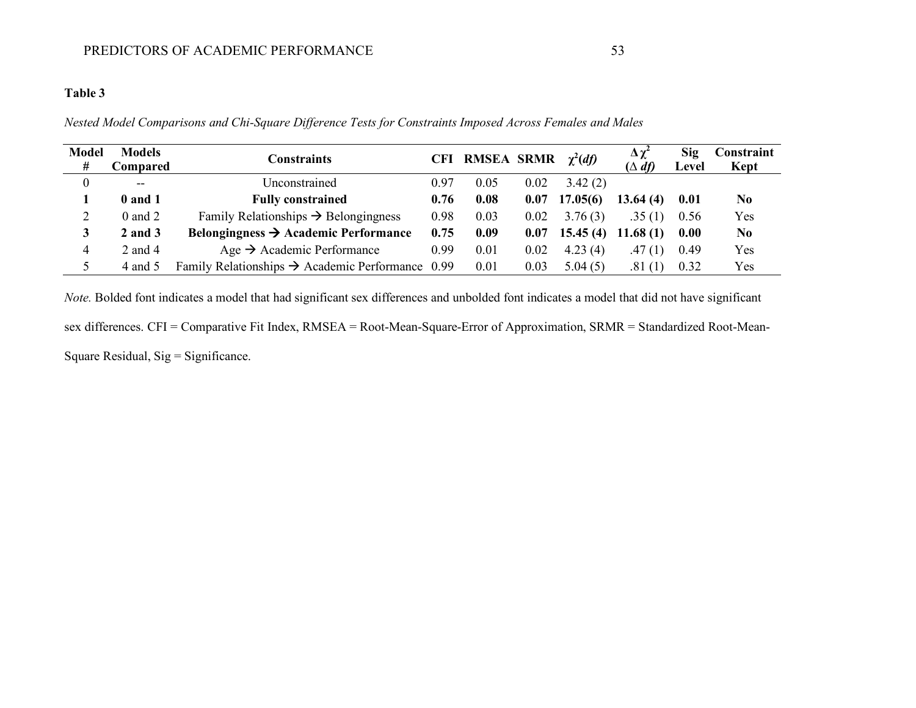**Table 3**

*Nested Model Comparisons and Chi-Square Difference Tests for Constraints Imposed Across Females and Males*

| Model # | Models Compared | Constraints | CFI | RMSEA | SRMR | $\chi^2(df)$ | $\Delta\chi^2$ ($\Delta$ *df*) | Sig Level | Constraint Kept |
|---|---|---|---|---|---|---|---|---|---|
| 0 | -- | Unconstrained | 0.97 | 0.05 | 0.02 | 3.42 (2) | | | |
| **1** | **0 and 1** | **Fully constrained** | **0.76** | **0.08** | **0.07** | **17.05(6)** | **13.64 (4)** | **0.01** | **No** |
| 2 | 0 and 2 | Family Relationships → Belongingness | 0.98 | 0.03 | 0.02 | 3.76 (3) | .35 (1) | 0.56 | Yes |
| **3** | **2 and 3** | **Belongingness → Academic Performance** | **0.75** | **0.09** | **0.07** | **15.45 (4)** | **11.68 (1)** | **0.00** | **No** |
| 4 | 2 and 4 | Age → Academic Performance | 0.99 | 0.01 | 0.02 | 4.23 (4) | .47 (1) | 0.49 | Yes |
| 5 | 4 and 5 | Family Relationships → Academic Performance | 0.99 | 0.01 | 0.03 | 5.04 (5) | .81 (1) | 0.32 | Yes |

*Note.* Bolded font indicates a model that had significant sex differences and unbolded font indicates a model that did not have significant sex differences. CFI = Comparative Fit Index, RMSEA = Root-Mean-Square-Error of Approximation, SRMR = Standardized Root-Mean-Square Residual, Sig = Significance.